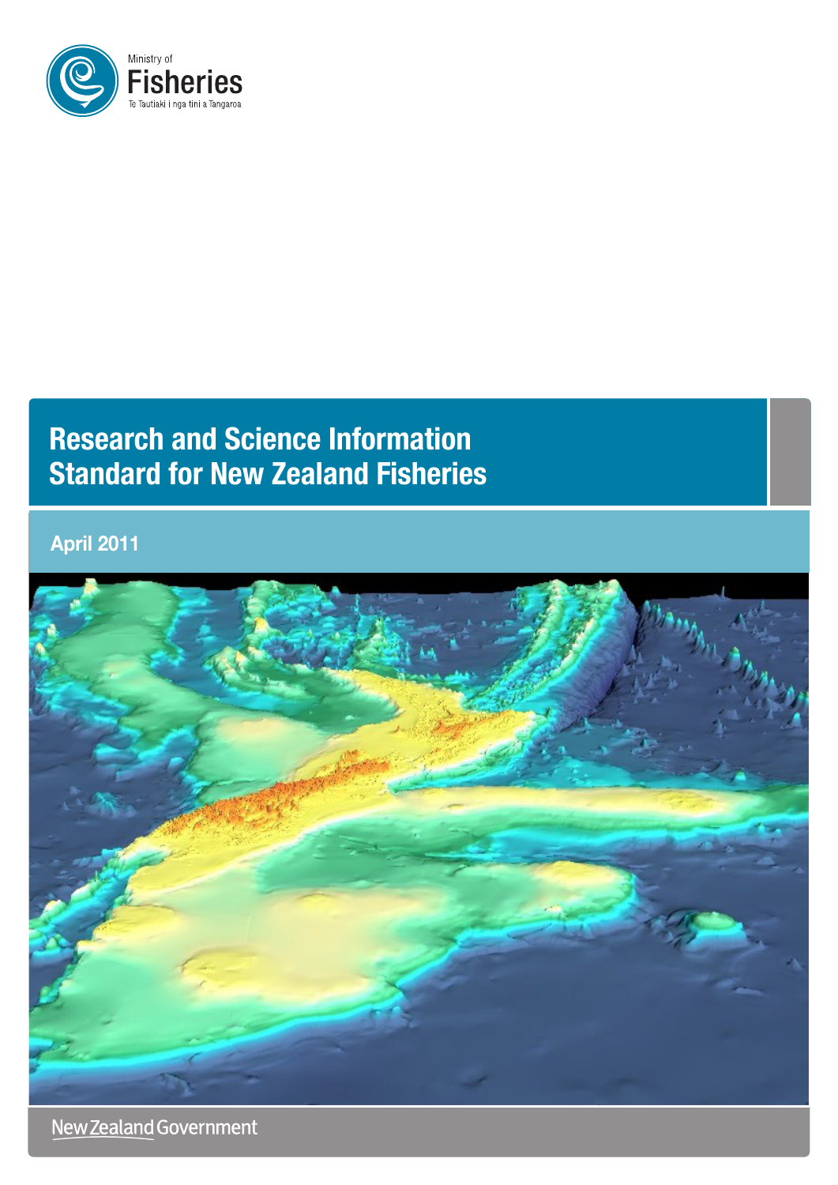Ministry of

Fisheries

Te Tautiaki i nga tini a Tangaroa

# Research and Science Information Standard for New Zealand Fisheries

April 2011

New Zealand Government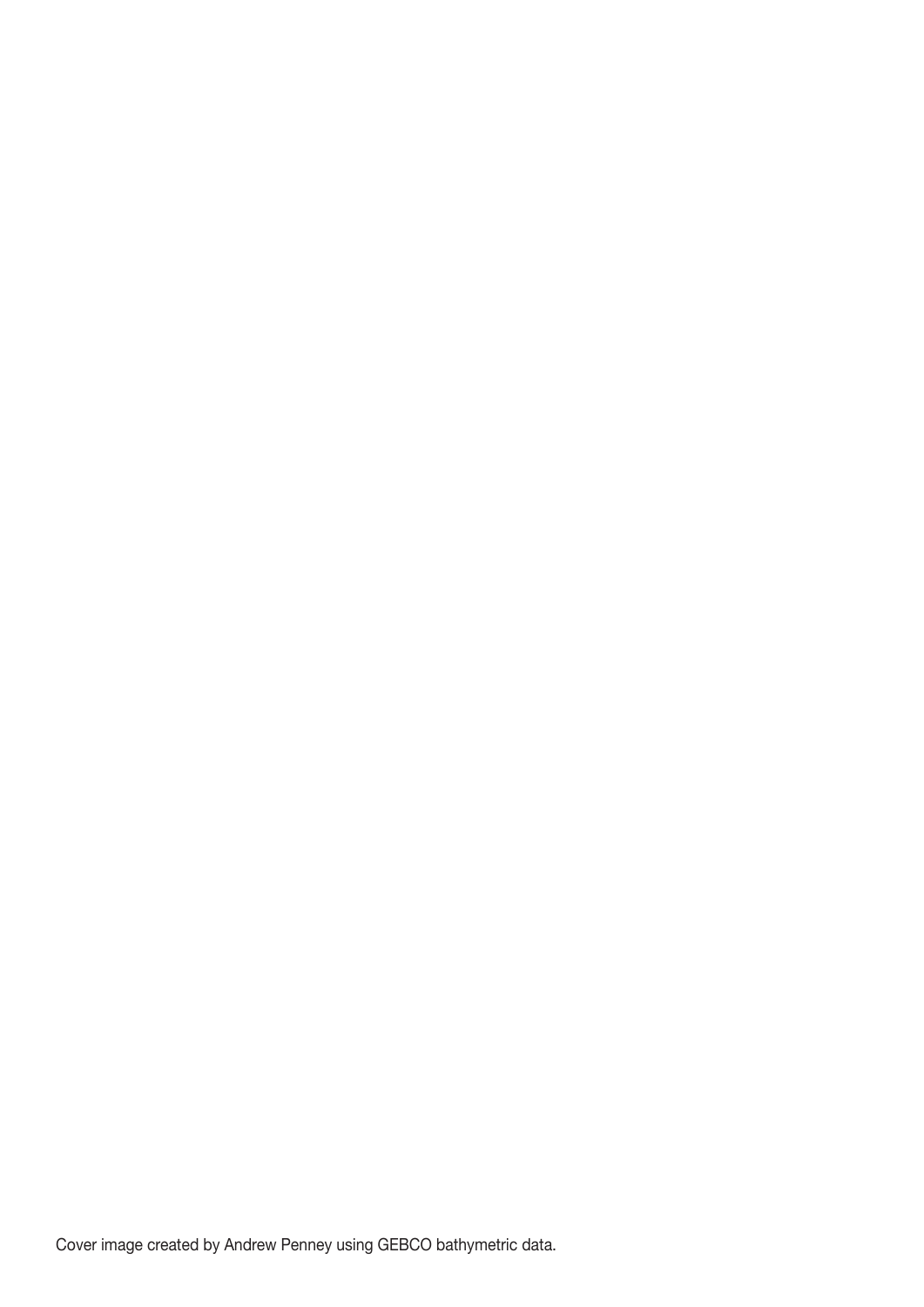Cover image created by Andrew Penney using GEBCO bathymetric data.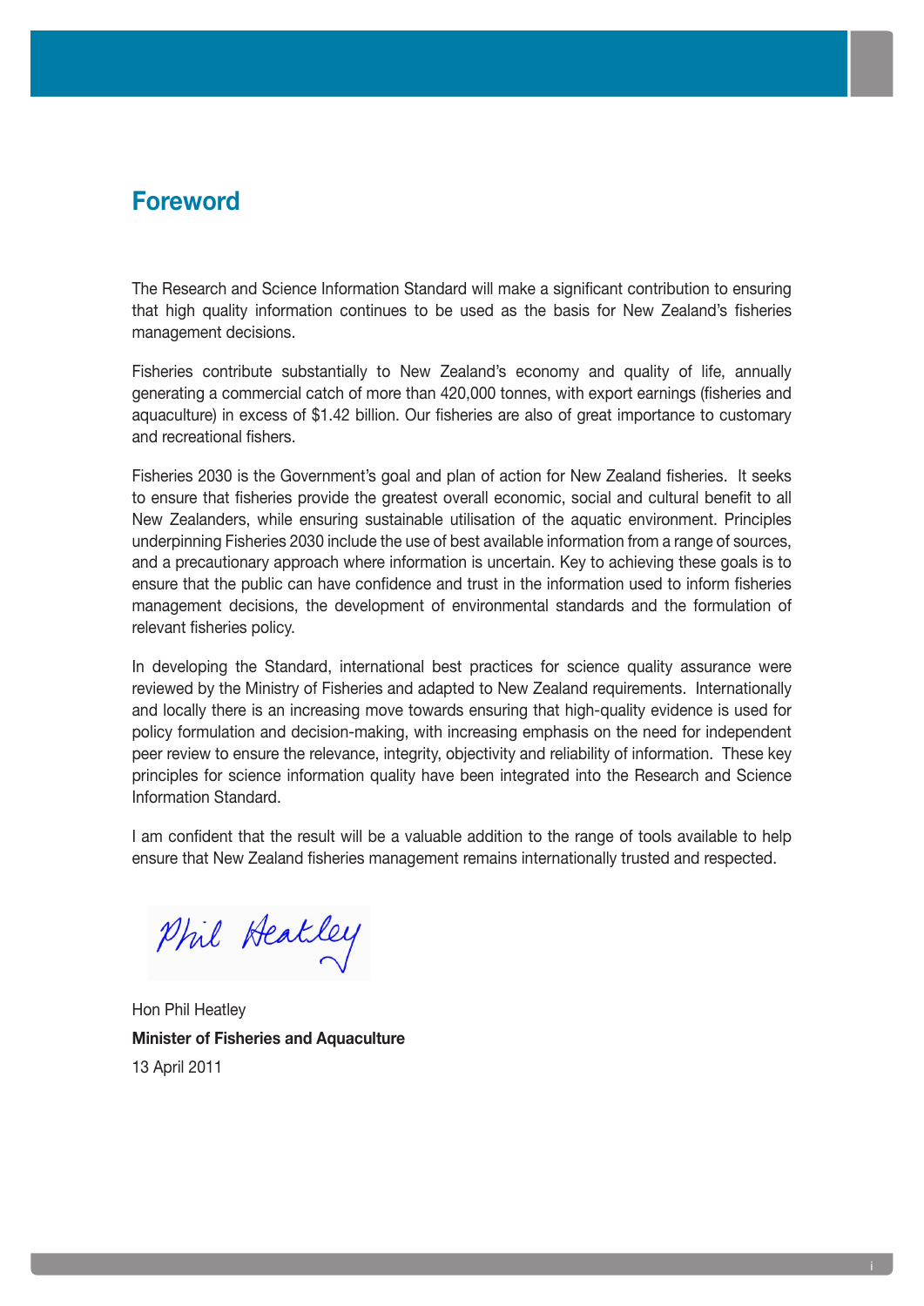## Foreword

The Research and Science Information Standard will make a significant contribution to ensuring that high quality information continues to be used as the basis for New Zealand's fisheries management decisions.

Fisheries contribute substantially to New Zealand's economy and quality of life, annually generating a commercial catch of more than 420,000 tonnes, with export earnings (fisheries and aquaculture) in excess of $1.42 billion. Our fisheries are also of great importance to customary and recreational fishers.

Fisheries 2030 is the Government's goal and plan of action for New Zealand fisheries. It seeks to ensure that fisheries provide the greatest overall economic, social and cultural benefit to all New Zealanders, while ensuring sustainable utilisation of the aquatic environment. Principles underpinning Fisheries 2030 include the use of best available information from a range of sources, and a precautionary approach where information is uncertain. Key to achieving these goals is to ensure that the public can have confidence and trust in the information used to inform fisheries management decisions, the development of environmental standards and the formulation of relevant fisheries policy.

In developing the Standard, international best practices for science quality assurance were reviewed by the Ministry of Fisheries and adapted to New Zealand requirements. Internationally and locally there is an increasing move towards ensuring that high-quality evidence is used for policy formulation and decision-making, with increasing emphasis on the need for independent peer review to ensure the relevance, integrity, objectivity and reliability of information. These key principles for science information quality have been integrated into the Research and Science Information Standard.

I am confident that the result will be a valuable addition to the range of tools available to help ensure that New Zealand fisheries management remains internationally trusted and respected.

*Phil Heatley*

Hon Phil Heatley

**Minister of Fisheries and Aquaculture**

13 April 2011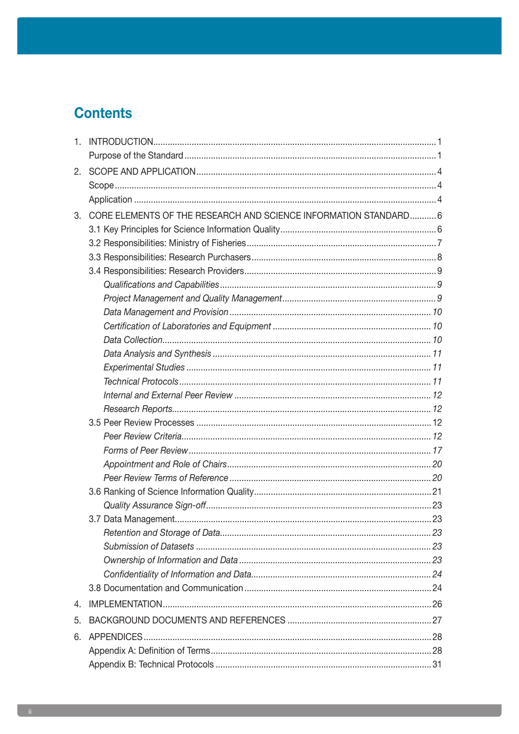# Contents

1. INTRODUCTION ..... 1
   - Purpose of the Standard ..... 1
2. SCOPE AND APPLICATION ..... 4
   - Scope ..... 4
   - Application ..... 4
3. CORE ELEMENTS OF THE RESEARCH AND SCIENCE INFORMATION STANDARD ..... 6
   - 3.1 Key Principles for Science Information Quality ..... 6
   - 3.2 Responsibilities: Ministry of Fisheries ..... 7
   - 3.3 Responsibilities: Research Purchasers ..... 8
   - 3.4 Responsibilities: Research Providers ..... 9
     - *Qualifications and Capabilities ..... 9*
     - *Project Management and Quality Management ..... 9*
     - *Data Management and Provision ..... 10*
     - *Certification of Laboratories and Equipment ..... 10*
     - *Data Collection ..... 10*
     - *Data Analysis and Synthesis ..... 11*
     - *Experimental Studies ..... 11*
     - *Technical Protocols ..... 11*
     - *Internal and External Peer Review ..... 12*
     - *Research Reports ..... 12*
   - 3.5 Peer Review Processes ..... 12
     - *Peer Review Criteria ..... 12*
     - *Forms of Peer Review ..... 17*
     - *Appointment and Role of Chairs ..... 20*
     - *Peer Review Terms of Reference ..... 20*
   - 3.6 Ranking of Science Information Quality ..... 21
     - *Quality Assurance Sign-off ..... 23*
   - 3.7 Data Management ..... 23
     - *Retention and Storage of Data ..... 23*
     - *Submission of Datasets ..... 23*
     - *Ownership of Information and Data ..... 23*
     - *Confidentiality of Information and Data ..... 24*
   - 3.8 Documentation and Communication ..... 24
4. IMPLEMENTATION ..... 26
5. BACKGROUND DOCUMENTS AND REFERENCES ..... 27
6. APPENDICES ..... 28
   - Appendix A: Definition of Terms ..... 28
   - Appendix B: Technical Protocols ..... 31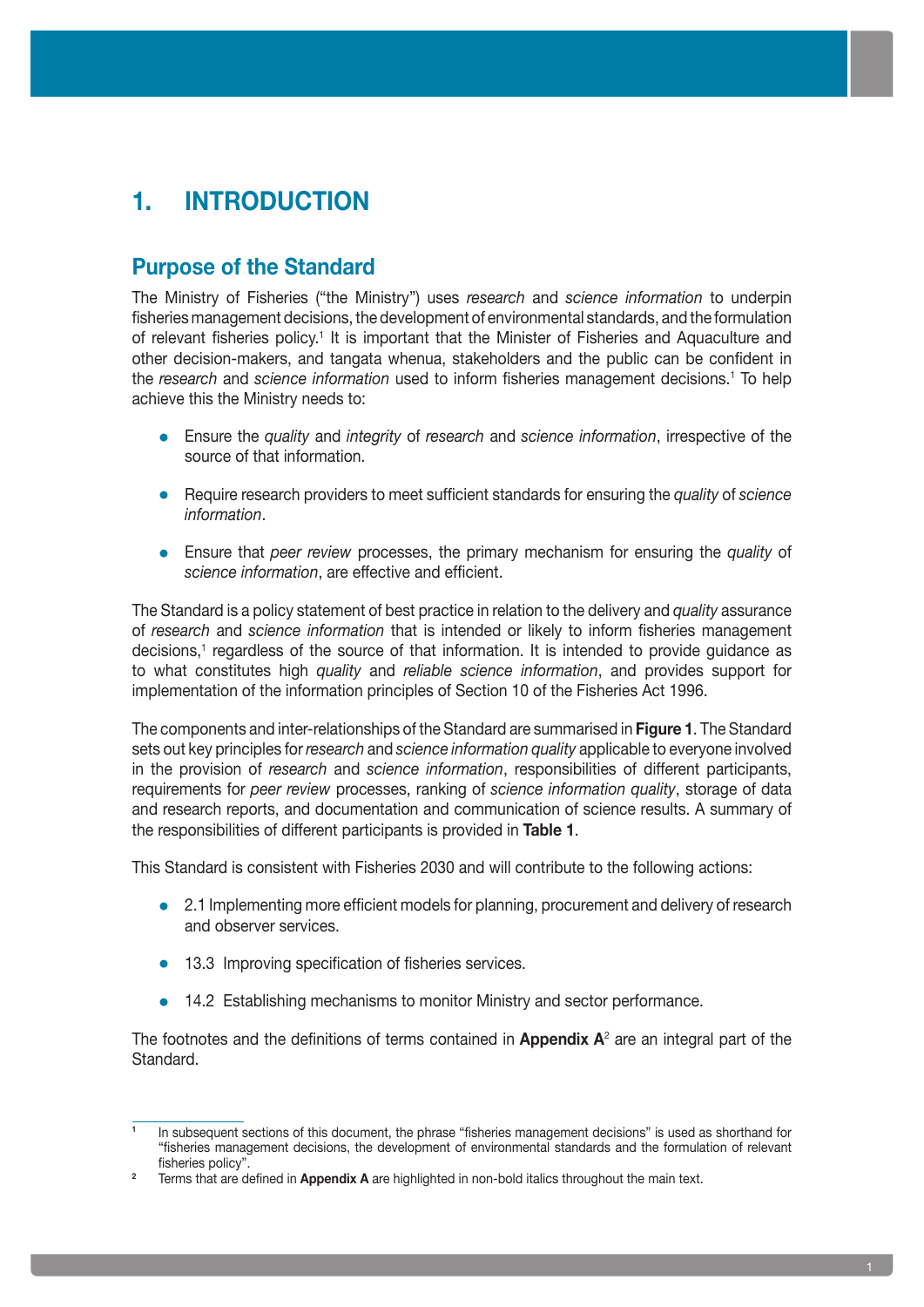# 1. INTRODUCTION

## Purpose of the Standard

The Ministry of Fisheries ("the Ministry") uses *research* and *science information* to underpin fisheries management decisions, the development of environmental standards, and the formulation of relevant fisheries policy.[1] It is important that the Minister of Fisheries and Aquaculture and other decision-makers, and tangata whenua, stakeholders and the public can be confident in the *research* and *science information* used to inform fisheries management decisions.[1] To help achieve this the Ministry needs to:

- Ensure the *quality* and *integrity* of *research* and *science information*, irrespective of the source of that information.
- Require research providers to meet sufficient standards for ensuring the *quality* of *science information*.
- Ensure that *peer review* processes, the primary mechanism for ensuring the *quality* of *science information*, are effective and efficient.

The Standard is a policy statement of best practice in relation to the delivery and *quality* assurance of *research* and *science information* that is intended or likely to inform fisheries management decisions,[1] regardless of the source of that information. It is intended to provide guidance as to what constitutes high *quality* and *reliable science information*, and provides support for implementation of the information principles of Section 10 of the Fisheries Act 1996.

The components and inter-relationships of the Standard are summarised in **Figure 1**. The Standard sets out key principles for *research* and *science information quality* applicable to everyone involved in the provision of *research* and *science information*, responsibilities of different participants, requirements for *peer review* processes, ranking of *science information quality*, storage of data and research reports, and documentation and communication of science results. A summary of the responsibilities of different participants is provided in **Table 1**.

This Standard is consistent with Fisheries 2030 and will contribute to the following actions:

- 2.1 Implementing more efficient models for planning, procurement and delivery of research and observer services.
- 13.3 Improving specification of fisheries services.
- 14.2 Establishing mechanisms to monitor Ministry and sector performance.

The footnotes and the definitions of terms contained in **Appendix A**[2] are an integral part of the Standard.

---

[1] In subsequent sections of this document, the phrase "fisheries management decisions" is used as shorthand for "fisheries management decisions, the development of environmental standards and the formulation of relevant fisheries policy".

[2] Terms that are defined in **Appendix A** are highlighted in non-bold italics throughout the main text.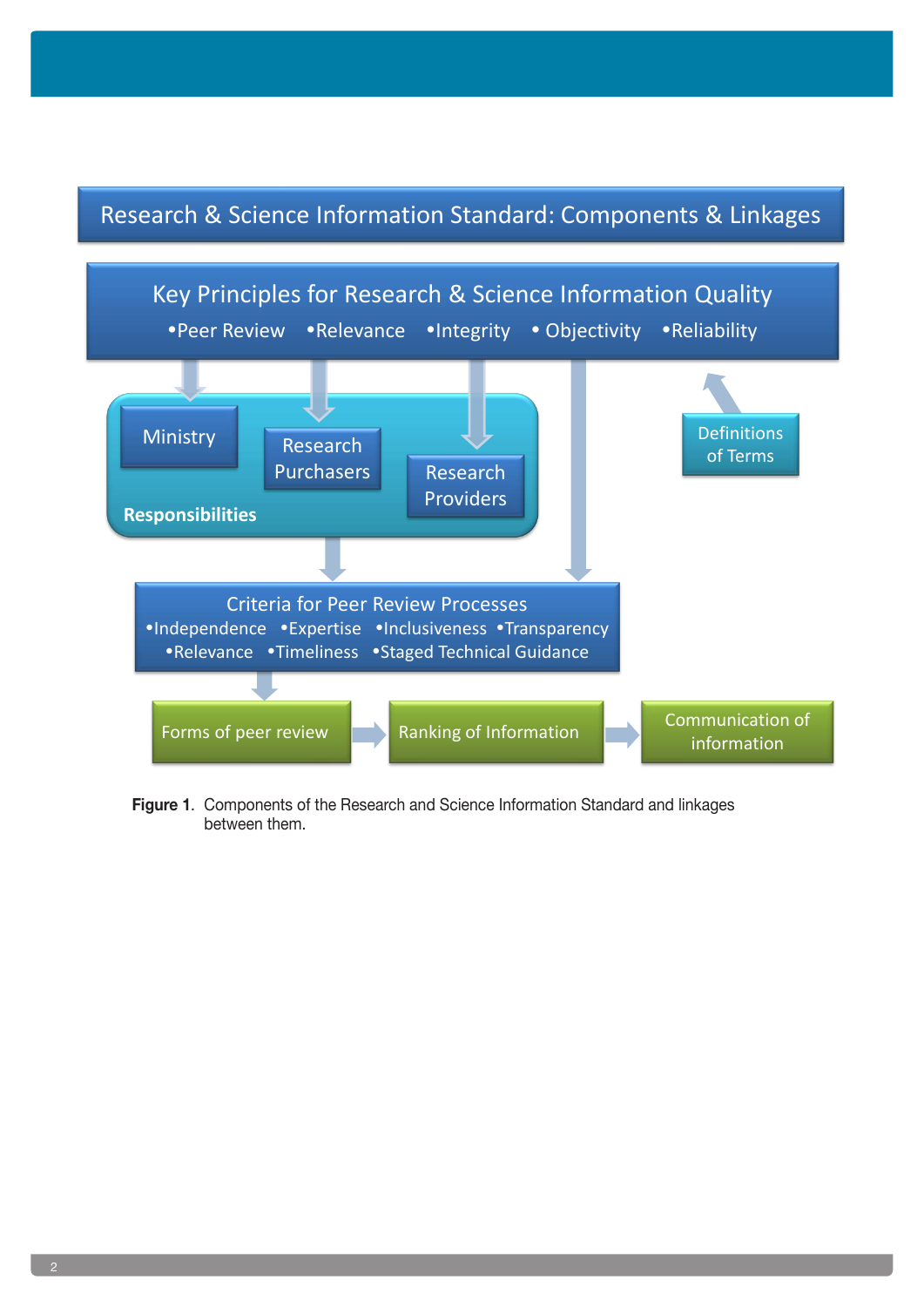Research & Science Information Standard: Components & Linkages

Key Principles for Research & Science Information Quality

- Peer Review
- Relevance
- Integrity
- Objectivity
- Reliability

Definitions of Terms

Responsibilities

- Ministry
- Research Purchasers
- Research Providers

Criteria for Peer Review Processes

- Independence
- Expertise
- Inclusiveness
- Transparency
- Relevance
- Timeliness
- Staged Technical Guidance

Forms of peer review → Ranking of Information → Communication of information

**Figure 1**. Components of the Research and Science Information Standard and linkages between them.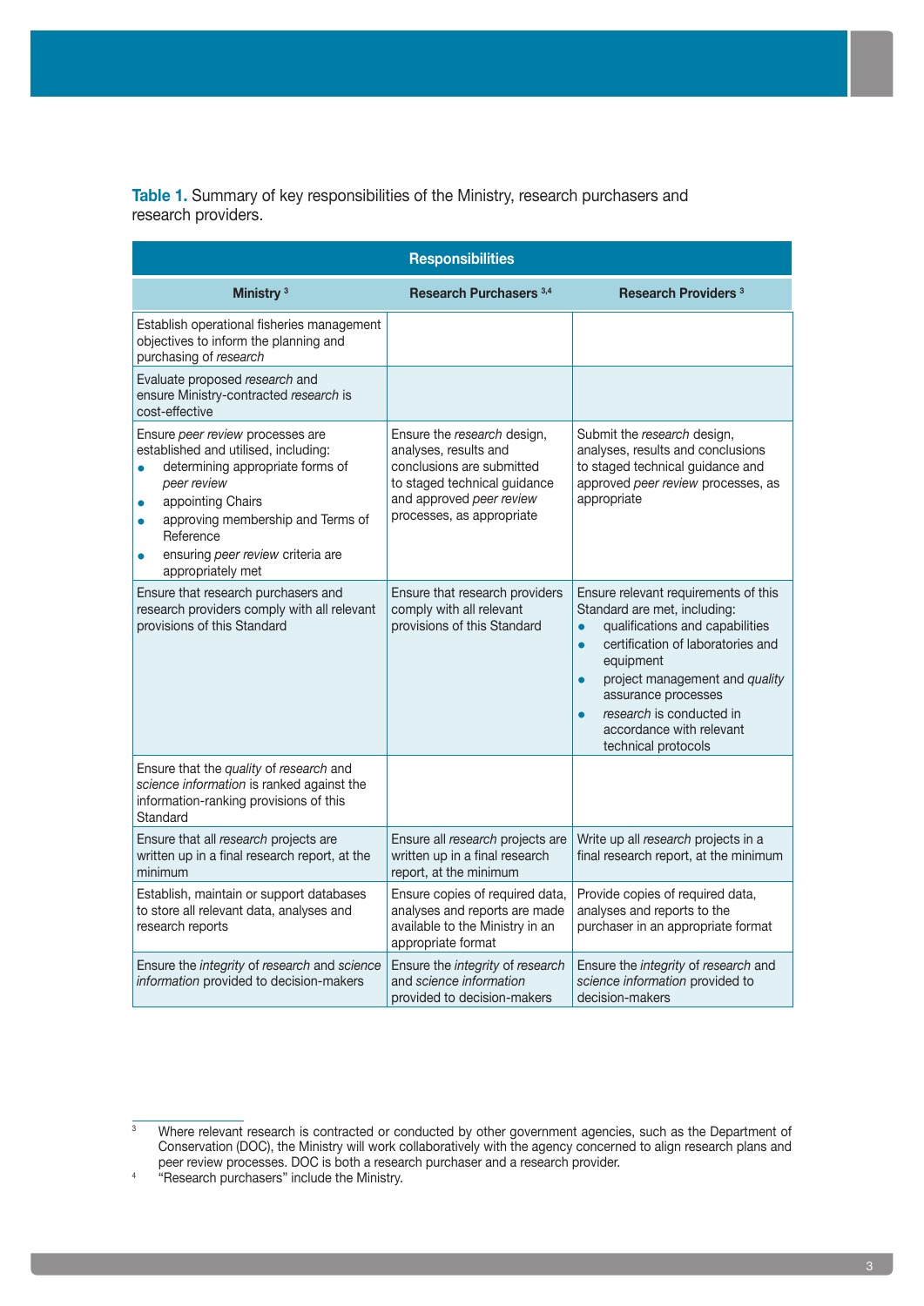**Table 1.** Summary of key responsibilities of the Ministry, research purchasers and research providers.

| Responsibilities | | |
|---|---|---|
| **Ministry** [3] | **Research Purchasers** [3,4] | **Research Providers** [3] |
| Establish operational fisheries management objectives to inform the planning and purchasing of *research* | | |
| Evaluate proposed *research* and ensure Ministry-contracted *research* is cost-effective | | |
| Ensure *peer review* processes are established and utilised, including: <br>• determining appropriate forms of *peer review* <br>• appointing Chairs <br>• approving membership and Terms of Reference <br>• ensuring *peer review* criteria are appropriately met | Ensure the *research* design, analyses, results and conclusions are submitted to staged technical guidance and approved *peer review* processes, as appropriate | Submit the *research* design, analyses, results and conclusions to staged technical guidance and approved *peer review* processes, as appropriate |
| Ensure that research purchasers and research providers comply with all relevant provisions of this Standard | Ensure that research providers comply with all relevant provisions of this Standard | Ensure relevant requirements of this Standard are met, including: <br>• qualifications and capabilities <br>• certification of laboratories and equipment <br>• project management and *quality* assurance processes <br>• *research* is conducted in accordance with relevant technical protocols |
| Ensure that the *quality* of *research* and *science information* is ranked against the information-ranking provisions of this Standard | | |
| Ensure that all *research* projects are written up in a final research report, at the minimum | Ensure all *research* projects are written up in a final research report, at the minimum | Write up all *research* projects in a final research report, at the minimum |
| Establish, maintain or support databases to store all relevant data, analyses and research reports | Ensure copies of required data, analyses and reports are made available to the Ministry in an appropriate format | Provide copies of required data, analyses and reports to the purchaser in an appropriate format |
| Ensure the *integrity* of *research* and *science information* provided to decision-makers | Ensure the *integrity* of *research* and *science information* provided to decision-makers | Ensure the *integrity* of *research* and *science information* provided to decision-makers |

[3] Where relevant research is contracted or conducted by other government agencies, such as the Department of Conservation (DOC), the Ministry will work collaboratively with the agency concerned to align research plans and peer review processes. DOC is both a research purchaser and a research provider.

[4] "Research purchasers" include the Ministry.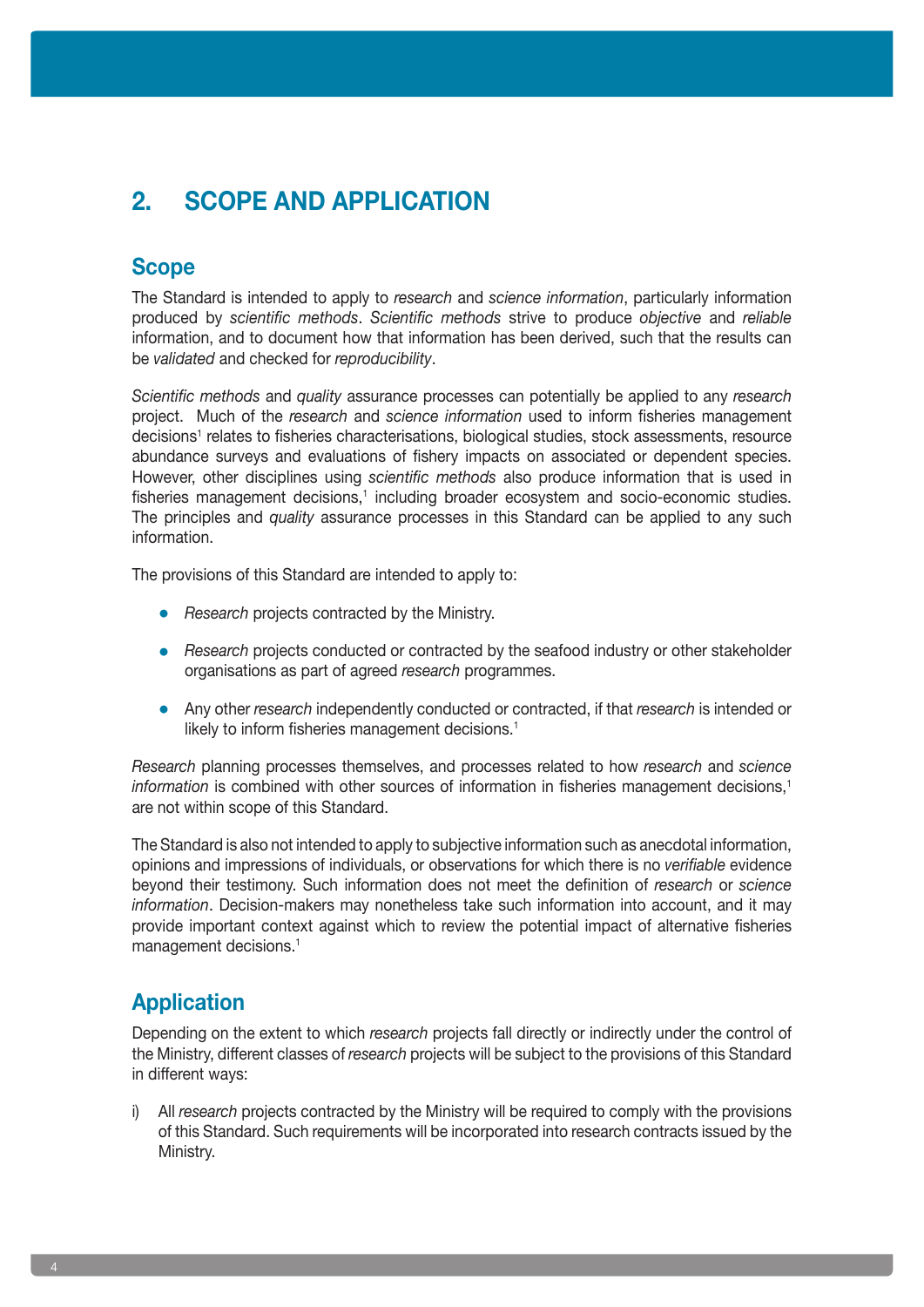# 2. SCOPE AND APPLICATION

## Scope

The Standard is intended to apply to *research* and *science information*, particularly information produced by *scientific methods*. *Scientific methods* strive to produce *objective* and *reliable* information, and to document how that information has been derived, such that the results can be *validated* and checked for *reproducibility*.

*Scientific methods* and *quality* assurance processes can potentially be applied to any *research* project. Much of the *research* and *science information* used to inform fisheries management decisions[1] relates to fisheries characterisations, biological studies, stock assessments, resource abundance surveys and evaluations of fishery impacts on associated or dependent species. However, other disciplines using *scientific methods* also produce information that is used in fisheries management decisions,[1] including broader ecosystem and socio-economic studies. The principles and *quality* assurance processes in this Standard can be applied to any such information.

The provisions of this Standard are intended to apply to:

- *Research* projects contracted by the Ministry.
- *Research* projects conducted or contracted by the seafood industry or other stakeholder organisations as part of agreed *research* programmes.
- Any other *research* independently conducted or contracted, if that *research* is intended or likely to inform fisheries management decisions.[1]

*Research* planning processes themselves, and processes related to how *research* and *science information* is combined with other sources of information in fisheries management decisions,[1] are not within scope of this Standard.

The Standard is also not intended to apply to subjective information such as anecdotal information, opinions and impressions of individuals, or observations for which there is no *verifiable* evidence beyond their testimony. Such information does not meet the definition of *research* or *science information*. Decision-makers may nonetheless take such information into account, and it may provide important context against which to review the potential impact of alternative fisheries management decisions.[1]

## Application

Depending on the extent to which *research* projects fall directly or indirectly under the control of the Ministry, different classes of *research* projects will be subject to the provisions of this Standard in different ways:

i) All *research* projects contracted by the Ministry will be required to comply with the provisions of this Standard. Such requirements will be incorporated into research contracts issued by the Ministry.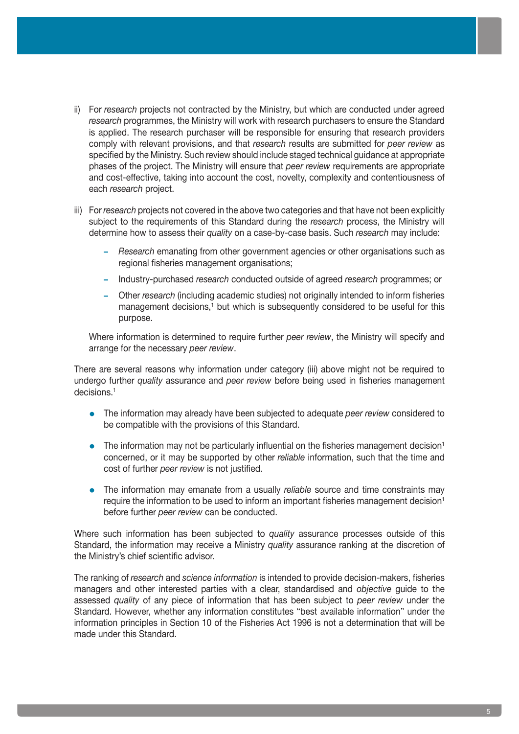ii) For *research* projects not contracted by the Ministry, but which are conducted under agreed *research* programmes, the Ministry will work with research purchasers to ensure the Standard is applied. The research purchaser will be responsible for ensuring that research providers comply with relevant provisions, and that *research* results are submitted for *peer review* as specified by the Ministry. Such review should include staged technical guidance at appropriate phases of the project. The Ministry will ensure that *peer review* requirements are appropriate and cost-effective, taking into account the cost, novelty, complexity and contentiousness of each *research* project.

iii) For *research* projects not covered in the above two categories and that have not been explicitly subject to the requirements of this Standard during the *research* process, the Ministry will determine how to assess their *quality* on a case-by-case basis. Such *research* may include:

   - *Research* emanating from other government agencies or other organisations such as regional fisheries management organisations;
   - Industry-purchased *research* conducted outside of agreed *research* programmes; or
   - Other *research* (including academic studies) not originally intended to inform fisheries management decisions,[1] but which is subsequently considered to be useful for this purpose.

   Where information is determined to require further *peer review*, the Ministry will specify and arrange for the necessary *peer review*.

There are several reasons why information under category (iii) above might not be required to undergo further *quality* assurance and *peer review* before being used in fisheries management decisions.[1]

- The information may already have been subjected to adequate *peer review* considered to be compatible with the provisions of this Standard.
- The information may not be particularly influential on the fisheries management decision[1] concerned, or it may be supported by other *reliable* information, such that the time and cost of further *peer review* is not justified.
- The information may emanate from a usually *reliable* source and time constraints may require the information to be used to inform an important fisheries management decision[1] before further *peer review* can be conducted.

Where such information has been subjected to *quality* assurance processes outside of this Standard, the information may receive a Ministry *quality* assurance ranking at the discretion of the Ministry's chief scientific advisor.

The ranking of *research* and *science information* is intended to provide decision-makers, fisheries managers and other interested parties with a clear, standardised and *objective* guide to the assessed *quality* of any piece of information that has been subject to *peer review* under the Standard. However, whether any information constitutes "best available information" under the information principles in Section 10 of the Fisheries Act 1996 is not a determination that will be made under this Standard.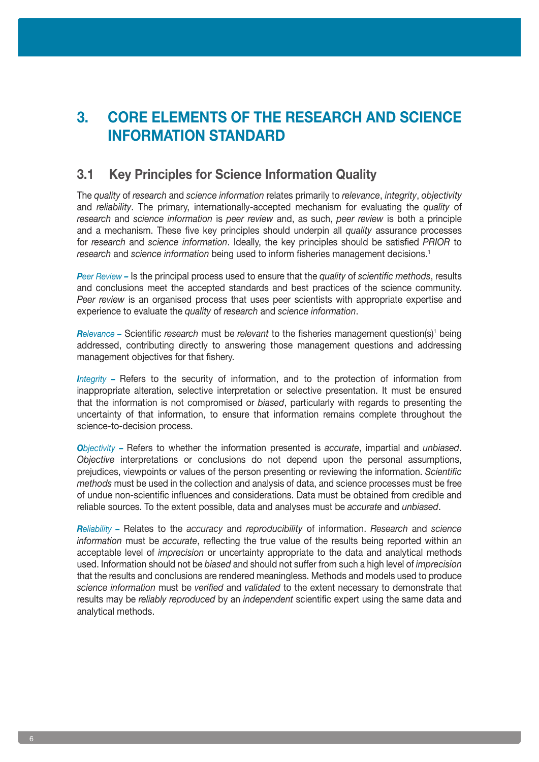# 3. CORE ELEMENTS OF THE RESEARCH AND SCIENCE INFORMATION STANDARD

## 3.1 Key Principles for Science Information Quality

The *quality* of *research* and *science information* relates primarily to *relevance*, *integrity*, *objectivity* and *reliability*. The primary, internationally-accepted mechanism for evaluating the *quality* of *research* and *science information* is *peer review* and, as such, *peer review* is both a principle and a mechanism. These five key principles should underpin all *quality* assurance processes for *research* and *science information*. Ideally, the key principles should be satisfied *PRIOR* to *research* and *science information* being used to inform fisheries management decisions.[1]

***P**eer Review* **–** Is the principal process used to ensure that the *quality* of *scientific methods*, results and conclusions meet the accepted standards and best practices of the science community. *Peer review* is an organised process that uses peer scientists with appropriate expertise and experience to evaluate the *quality* of *research* and *science information*.

***R**elevance* **–** Scientific *research* must be *relevant* to the fisheries management question(s)[1] being addressed, contributing directly to answering those management questions and addressing management objectives for that fishery.

***I**ntegrity* **–** Refers to the security of information, and to the protection of information from inappropriate alteration, selective interpretation or selective presentation. It must be ensured that the information is not compromised or *biased*, particularly with regards to presenting the uncertainty of that information, to ensure that information remains complete throughout the science-to-decision process.

***O**bjectivity* **–** Refers to whether the information presented is *accurate*, impartial and *unbiased*. *Objective* interpretations or conclusions do not depend upon the personal assumptions, prejudices, viewpoints or values of the person presenting or reviewing the information. *Scientific methods* must be used in the collection and analysis of data, and science processes must be free of undue non-scientific influences and considerations. Data must be obtained from credible and reliable sources. To the extent possible, data and analyses must be *accurate* and *unbiased*.

***R**eliability* **–** Relates to the *accuracy* and *reproducibility* of information. *Research* and *science information* must be *accurate*, reflecting the true value of the results being reported within an acceptable level of *imprecision* or uncertainty appropriate to the data and analytical methods used. Information should not be *biased* and should not suffer from such a high level of *imprecision* that the results and conclusions are rendered meaningless. Methods and models used to produce *science information* must be *verified* and *validated* to the extent necessary to demonstrate that results may be *reliably reproduced* by an *independent* scientific expert using the same data and analytical methods.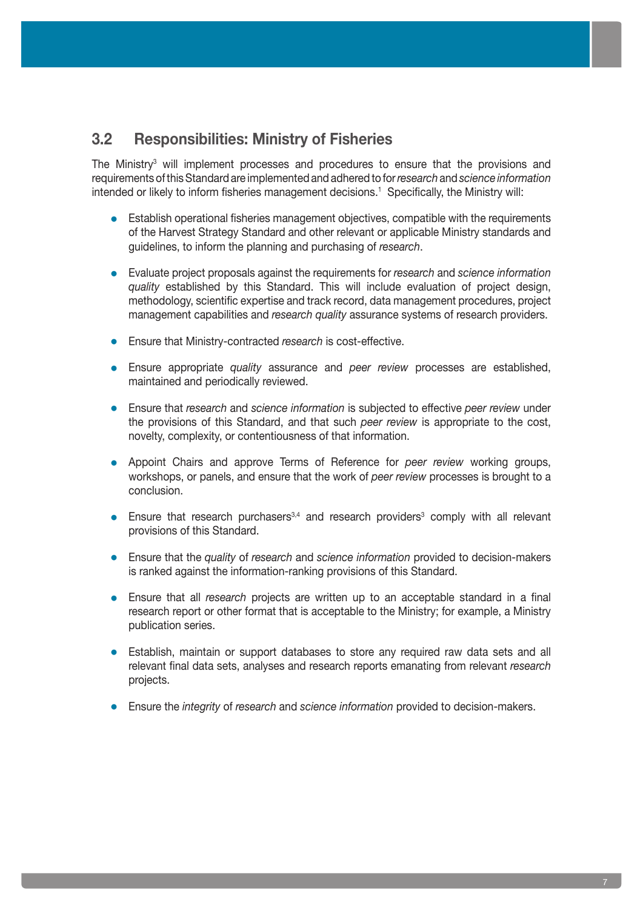## 3.2 Responsibilities: Ministry of Fisheries

The Ministry[3] will implement processes and procedures to ensure that the provisions and requirements of this Standard are implemented and adhered to for *research* and *science information* intended or likely to inform fisheries management decisions.[1] Specifically, the Ministry will:

- Establish operational fisheries management objectives, compatible with the requirements of the Harvest Strategy Standard and other relevant or applicable Ministry standards and guidelines, to inform the planning and purchasing of *research*.
- Evaluate project proposals against the requirements for *research* and *science information quality* established by this Standard. This will include evaluation of project design, methodology, scientific expertise and track record, data management procedures, project management capabilities and *research quality* assurance systems of research providers.
- Ensure that Ministry-contracted *research* is cost-effective.
- Ensure appropriate *quality* assurance and *peer review* processes are established, maintained and periodically reviewed.
- Ensure that *research* and *science information* is subjected to effective *peer review* under the provisions of this Standard, and that such *peer review* is appropriate to the cost, novelty, complexity, or contentiousness of that information.
- Appoint Chairs and approve Terms of Reference for *peer review* working groups, workshops, or panels, and ensure that the work of *peer review* processes is brought to a conclusion.
- Ensure that research purchasers[3,4] and research providers[3] comply with all relevant provisions of this Standard.
- Ensure that the *quality* of *research* and *science information* provided to decision-makers is ranked against the information-ranking provisions of this Standard.
- Ensure that all *research* projects are written up to an acceptable standard in a final research report or other format that is acceptable to the Ministry; for example, a Ministry publication series.
- Establish, maintain or support databases to store any required raw data sets and all relevant final data sets, analyses and research reports emanating from relevant *research* projects.
- Ensure the *integrity* of *research* and *science information* provided to decision-makers.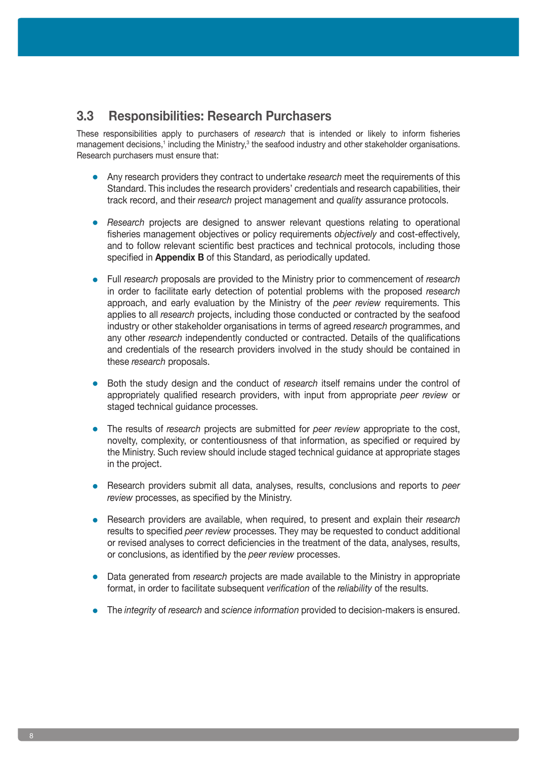## 3.3 Responsibilities: Research Purchasers

These responsibilities apply to purchasers of *research* that is intended or likely to inform fisheries management decisions,[1] including the Ministry,[3] the seafood industry and other stakeholder organisations. Research purchasers must ensure that:

- Any research providers they contract to undertake *research* meet the requirements of this Standard. This includes the research providers' credentials and research capabilities, their track record, and their *research* project management and *quality* assurance protocols.
- *Research* projects are designed to answer relevant questions relating to operational fisheries management objectives or policy requirements *objectively* and cost-effectively, and to follow relevant scientific best practices and technical protocols, including those specified in **Appendix B** of this Standard, as periodically updated.
- Full *research* proposals are provided to the Ministry prior to commencement of *research* in order to facilitate early detection of potential problems with the proposed *research* approach, and early evaluation by the Ministry of the *peer review* requirements. This applies to all *research* projects, including those conducted or contracted by the seafood industry or other stakeholder organisations in terms of agreed *research* programmes, and any other *research* independently conducted or contracted. Details of the qualifications and credentials of the research providers involved in the study should be contained in these *research* proposals.
- Both the study design and the conduct of *research* itself remains under the control of appropriately qualified research providers, with input from appropriate *peer review* or staged technical guidance processes.
- The results of *research* projects are submitted for *peer review* appropriate to the cost, novelty, complexity, or contentiousness of that information, as specified or required by the Ministry. Such review should include staged technical guidance at appropriate stages in the project.
- Research providers submit all data, analyses, results, conclusions and reports to *peer review* processes, as specified by the Ministry.
- Research providers are available, when required, to present and explain their *research* results to specified *peer review* processes. They may be requested to conduct additional or revised analyses to correct deficiencies in the treatment of the data, analyses, results, or conclusions, as identified by the *peer review* processes.
- Data generated from *research* projects are made available to the Ministry in appropriate format, in order to facilitate subsequent *verification* of the *reliability* of the results.
- The *integrity* of *research* and *science information* provided to decision-makers is ensured.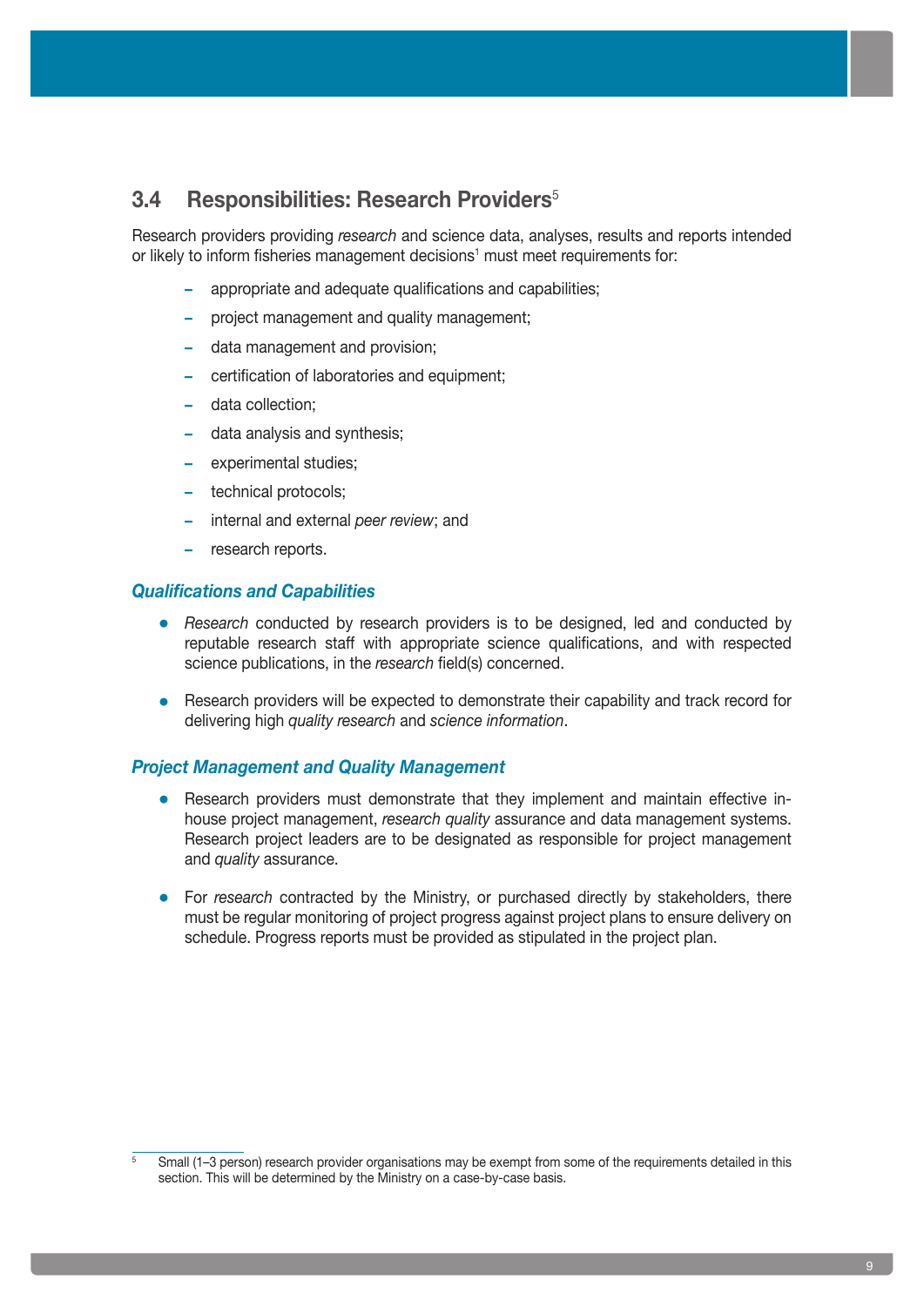## 3.4 Responsibilities: Research Providers[5]

Research providers providing *research* and science data, analyses, results and reports intended or likely to inform fisheries management decisions[1] must meet requirements for:

- appropriate and adequate qualifications and capabilities;
- project management and quality management;
- data management and provision;
- certification of laboratories and equipment;
- data collection;
- data analysis and synthesis;
- experimental studies;
- technical protocols;
- internal and external *peer review*; and
- research reports.

### *Qualifications and Capabilities*

- *Research* conducted by research providers is to be designed, led and conducted by reputable research staff with appropriate science qualifications, and with respected science publications, in the *research* field(s) concerned.

- Research providers will be expected to demonstrate their capability and track record for delivering high *quality research* and *science information*.

### *Project Management and Quality Management*

- Research providers must demonstrate that they implement and maintain effective in-house project management, *research quality* assurance and data management systems. Research project leaders are to be designated as responsible for project management and *quality* assurance.

- For *research* contracted by the Ministry, or purchased directly by stakeholders, there must be regular monitoring of project progress against project plans to ensure delivery on schedule. Progress reports must be provided as stipulated in the project plan.

---

[5] Small (1–3 person) research provider organisations may be exempt from some of the requirements detailed in this section. This will be determined by the Ministry on a case-by-case basis.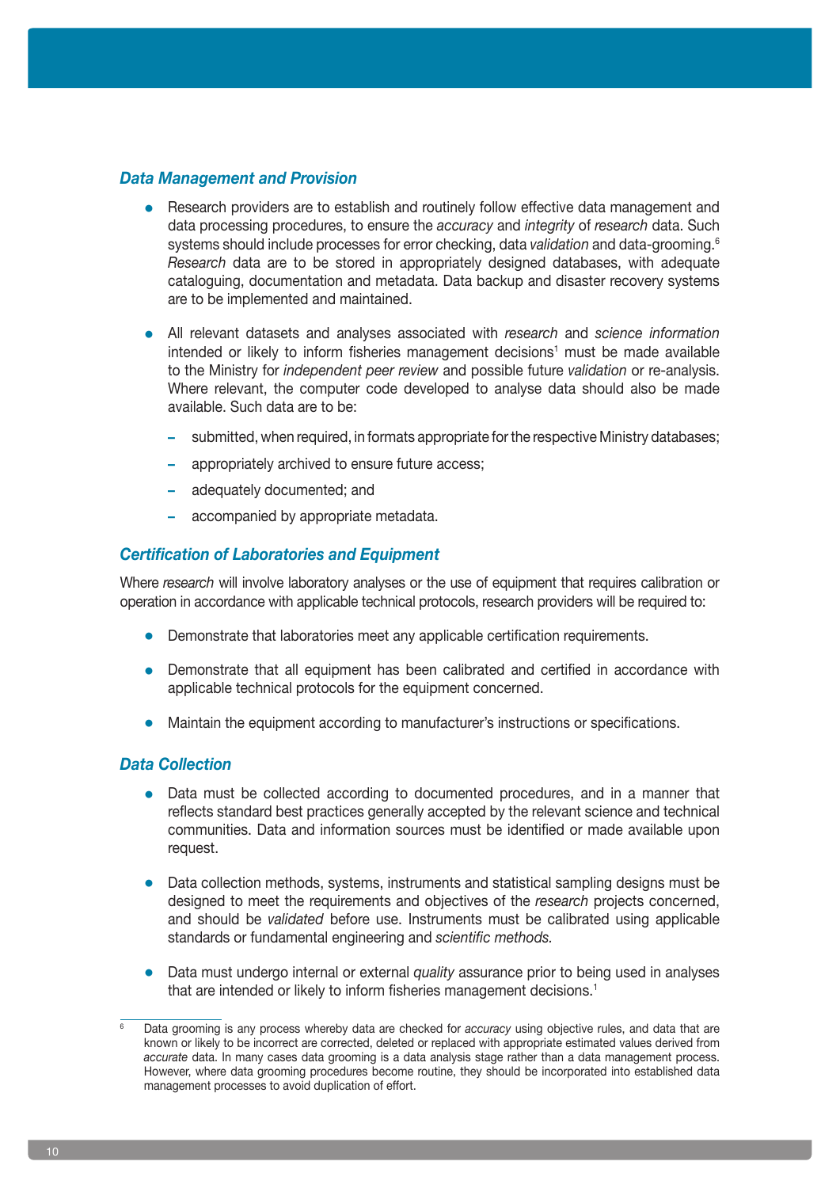### *Data Management and Provision*

- Research providers are to establish and routinely follow effective data management and data processing procedures, to ensure the *accuracy* and *integrity* of *research* data. Such systems should include processes for error checking, data *validation* and data-grooming.[6] *Research* data are to be stored in appropriately designed databases, with adequate cataloguing, documentation and metadata. Data backup and disaster recovery systems are to be implemented and maintained.

- All relevant datasets and analyses associated with *research* and *science information* intended or likely to inform fisheries management decisions[1] must be made available to the Ministry for *independent peer review* and possible future *validation* or re-analysis. Where relevant, the computer code developed to analyse data should also be made available. Such data are to be:

  - submitted, when required, in formats appropriate for the respective Ministry databases;
  - appropriately archived to ensure future access;
  - adequately documented; and
  - accompanied by appropriate metadata.

### *Certification of Laboratories and Equipment*

Where *research* will involve laboratory analyses or the use of equipment that requires calibration or operation in accordance with applicable technical protocols, research providers will be required to:

- Demonstrate that laboratories meet any applicable certification requirements.

- Demonstrate that all equipment has been calibrated and certified in accordance with applicable technical protocols for the equipment concerned.

- Maintain the equipment according to manufacturer's instructions or specifications.

### *Data Collection*

- Data must be collected according to documented procedures, and in a manner that reflects standard best practices generally accepted by the relevant science and technical communities. Data and information sources must be identified or made available upon request.

- Data collection methods, systems, instruments and statistical sampling designs must be designed to meet the requirements and objectives of the *research* projects concerned, and should be *validated* before use. Instruments must be calibrated using applicable standards or fundamental engineering and *scientific methods.*

- Data must undergo internal or external *quality* assurance prior to being used in analyses that are intended or likely to inform fisheries management decisions.[1]

---

[6] Data grooming is any process whereby data are checked for *accuracy* using objective rules, and data that are known or likely to be incorrect are corrected, deleted or replaced with appropriate estimated values derived from *accurate* data. In many cases data grooming is a data analysis stage rather than a data management process. However, where data grooming procedures become routine, they should be incorporated into established data management processes to avoid duplication of effort.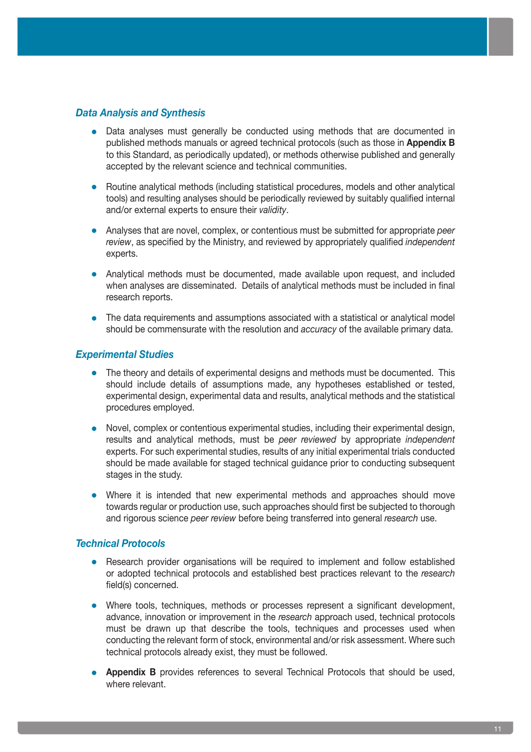### *Data Analysis and Synthesis*

- Data analyses must generally be conducted using methods that are documented in published methods manuals or agreed technical protocols (such as those in **Appendix B** to this Standard, as periodically updated), or methods otherwise published and generally accepted by the relevant science and technical communities.
- Routine analytical methods (including statistical procedures, models and other analytical tools) and resulting analyses should be periodically reviewed by suitably qualified internal and/or external experts to ensure their *validity*.
- Analyses that are novel, complex, or contentious must be submitted for appropriate *peer review*, as specified by the Ministry, and reviewed by appropriately qualified *independent* experts.
- Analytical methods must be documented, made available upon request, and included when analyses are disseminated. Details of analytical methods must be included in final research reports.
- The data requirements and assumptions associated with a statistical or analytical model should be commensurate with the resolution and *accuracy* of the available primary data.

### *Experimental Studies*

- The theory and details of experimental designs and methods must be documented. This should include details of assumptions made, any hypotheses established or tested, experimental design, experimental data and results, analytical methods and the statistical procedures employed.
- Novel, complex or contentious experimental studies, including their experimental design, results and analytical methods, must be *peer reviewed* by appropriate *independent* experts. For such experimental studies, results of any initial experimental trials conducted should be made available for staged technical guidance prior to conducting subsequent stages in the study.
- Where it is intended that new experimental methods and approaches should move towards regular or production use, such approaches should first be subjected to thorough and rigorous science *peer review* before being transferred into general *research* use.

### *Technical Protocols*

- Research provider organisations will be required to implement and follow established or adopted technical protocols and established best practices relevant to the *research* field(s) concerned.
- Where tools, techniques, methods or processes represent a significant development, advance, innovation or improvement in the *research* approach used, technical protocols must be drawn up that describe the tools, techniques and processes used when conducting the relevant form of stock, environmental and/or risk assessment. Where such technical protocols already exist, they must be followed.
- **Appendix B** provides references to several Technical Protocols that should be used, where relevant.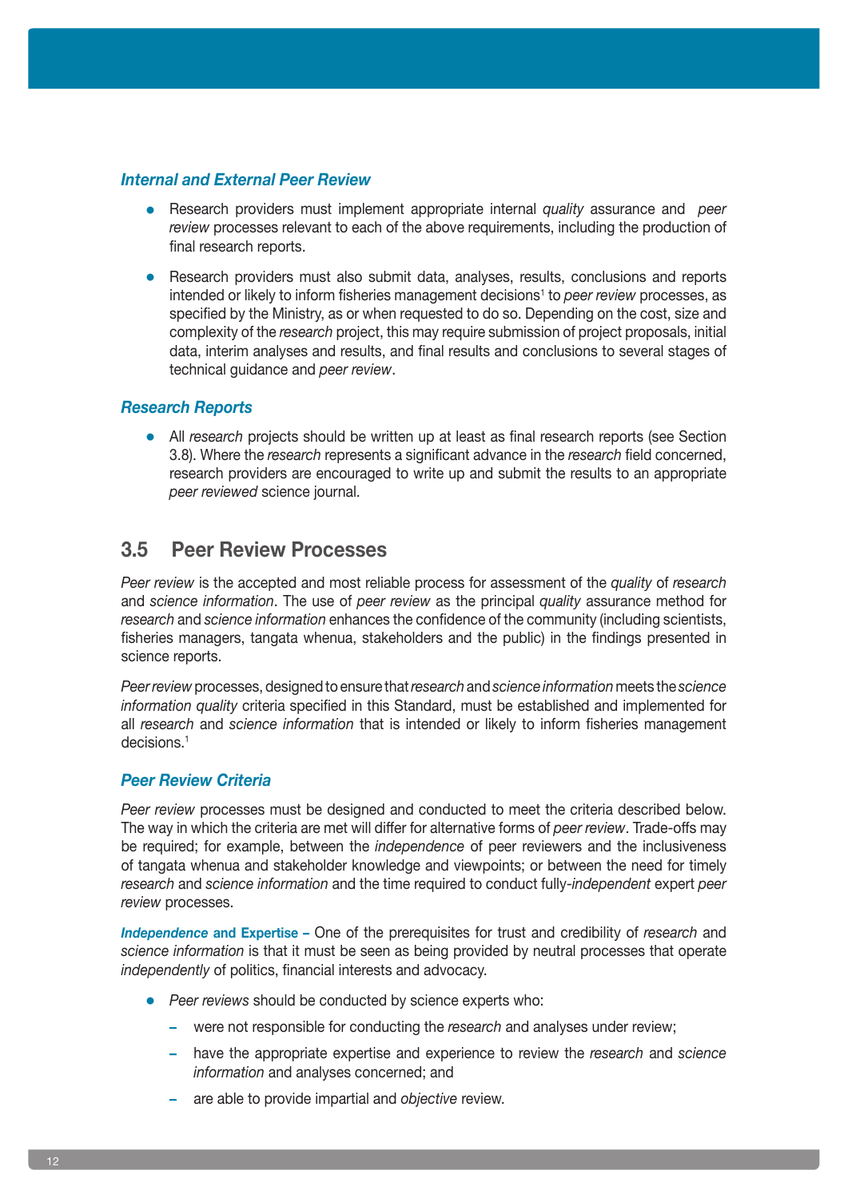### *Internal and External Peer Review*

- Research providers must implement appropriate internal *quality* assurance and *peer review* processes relevant to each of the above requirements, including the production of final research reports.
- Research providers must also submit data, analyses, results, conclusions and reports intended or likely to inform fisheries management decisions[1] to *peer review* processes, as specified by the Ministry, as or when requested to do so. Depending on the cost, size and complexity of the *research* project, this may require submission of project proposals, initial data, interim analyses and results, and final results and conclusions to several stages of technical guidance and *peer review*.

### *Research Reports*

- All *research* projects should be written up at least as final research reports (see Section 3.8). Where the *research* represents a significant advance in the *research* field concerned, research providers are encouraged to write up and submit the results to an appropriate *peer reviewed* science journal.

## 3.5 Peer Review Processes

*Peer review* is the accepted and most reliable process for assessment of the *quality* of *research* and *science information*. The use of *peer review* as the principal *quality* assurance method for *research* and *science information* enhances the confidence of the community (including scientists, fisheries managers, tangata whenua, stakeholders and the public) in the findings presented in science reports.

*Peer review* processes, designed to ensure that *research* and *science information* meets the *science information quality* criteria specified in this Standard, must be established and implemented for all *research* and *science information* that is intended or likely to inform fisheries management decisions.[1]

### *Peer Review Criteria*

*Peer review* processes must be designed and conducted to meet the criteria described below. The way in which the criteria are met will differ for alternative forms of *peer review*. Trade-offs may be required; for example, between the *independence* of peer reviewers and the inclusiveness of tangata whenua and stakeholder knowledge and viewpoints; or between the need for timely *research* and *science information* and the time required to conduct fully-*independent* expert *peer review* processes.

***Independence* and Expertise –** One of the prerequisites for trust and credibility of *research* and *science information* is that it must be seen as being provided by neutral processes that operate *independently* of politics, financial interests and advocacy.

- *Peer reviews* should be conducted by science experts who:
  - were not responsible for conducting the *research* and analyses under review;
  - have the appropriate expertise and experience to review the *research* and *science information* and analyses concerned; and
  - are able to provide impartial and *objective* review.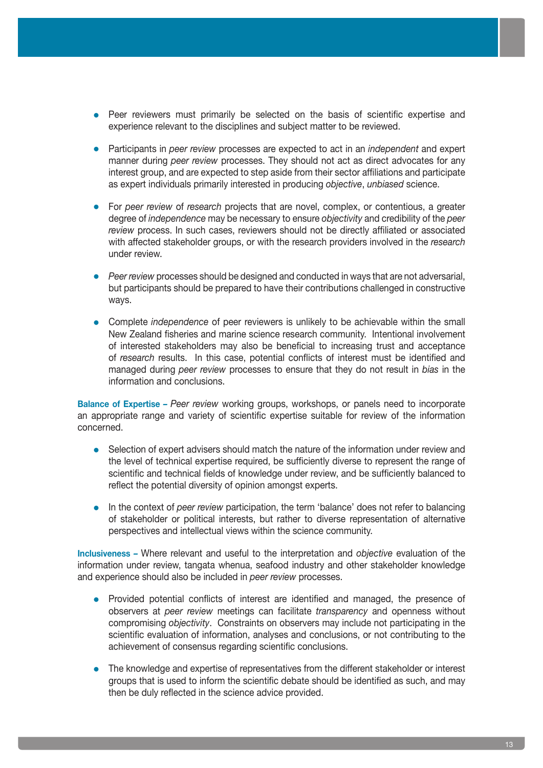- Peer reviewers must primarily be selected on the basis of scientific expertise and experience relevant to the disciplines and subject matter to be reviewed.

- Participants in *peer review* processes are expected to act in an *independent* and expert manner during *peer review* processes. They should not act as direct advocates for any interest group, and are expected to step aside from their sector affiliations and participate as expert individuals primarily interested in producing *objective*, *unbiased* science.

- For *peer review* of *research* projects that are novel, complex, or contentious, a greater degree of *independence* may be necessary to ensure *objectivity* and credibility of the *peer review* process. In such cases, reviewers should not be directly affiliated or associated with affected stakeholder groups, or with the research providers involved in the *research* under review.

- *Peer review* processes should be designed and conducted in ways that are not adversarial, but participants should be prepared to have their contributions challenged in constructive ways.

- Complete *independence* of peer reviewers is unlikely to be achievable within the small New Zealand fisheries and marine science research community. Intentional involvement of interested stakeholders may also be beneficial to increasing trust and acceptance of *research* results. In this case, potential conflicts of interest must be identified and managed during *peer review* processes to ensure that they do not result in *bias* in the information and conclusions.

**Balance of Expertise –** *Peer review* working groups, workshops, or panels need to incorporate an appropriate range and variety of scientific expertise suitable for review of the information concerned.

- Selection of expert advisers should match the nature of the information under review and the level of technical expertise required, be sufficiently diverse to represent the range of scientific and technical fields of knowledge under review, and be sufficiently balanced to reflect the potential diversity of opinion amongst experts.

- In the context of *peer review* participation, the term 'balance' does not refer to balancing of stakeholder or political interests, but rather to diverse representation of alternative perspectives and intellectual views within the science community.

**Inclusiveness –** Where relevant and useful to the interpretation and *objective* evaluation of the information under review, tangata whenua, seafood industry and other stakeholder knowledge and experience should also be included in *peer review* processes.

- Provided potential conflicts of interest are identified and managed, the presence of observers at *peer review* meetings can facilitate *transparency* and openness without compromising *objectivity*. Constraints on observers may include not participating in the scientific evaluation of information, analyses and conclusions, or not contributing to the achievement of consensus regarding scientific conclusions.

- The knowledge and expertise of representatives from the different stakeholder or interest groups that is used to inform the scientific debate should be identified as such, and may then be duly reflected in the science advice provided.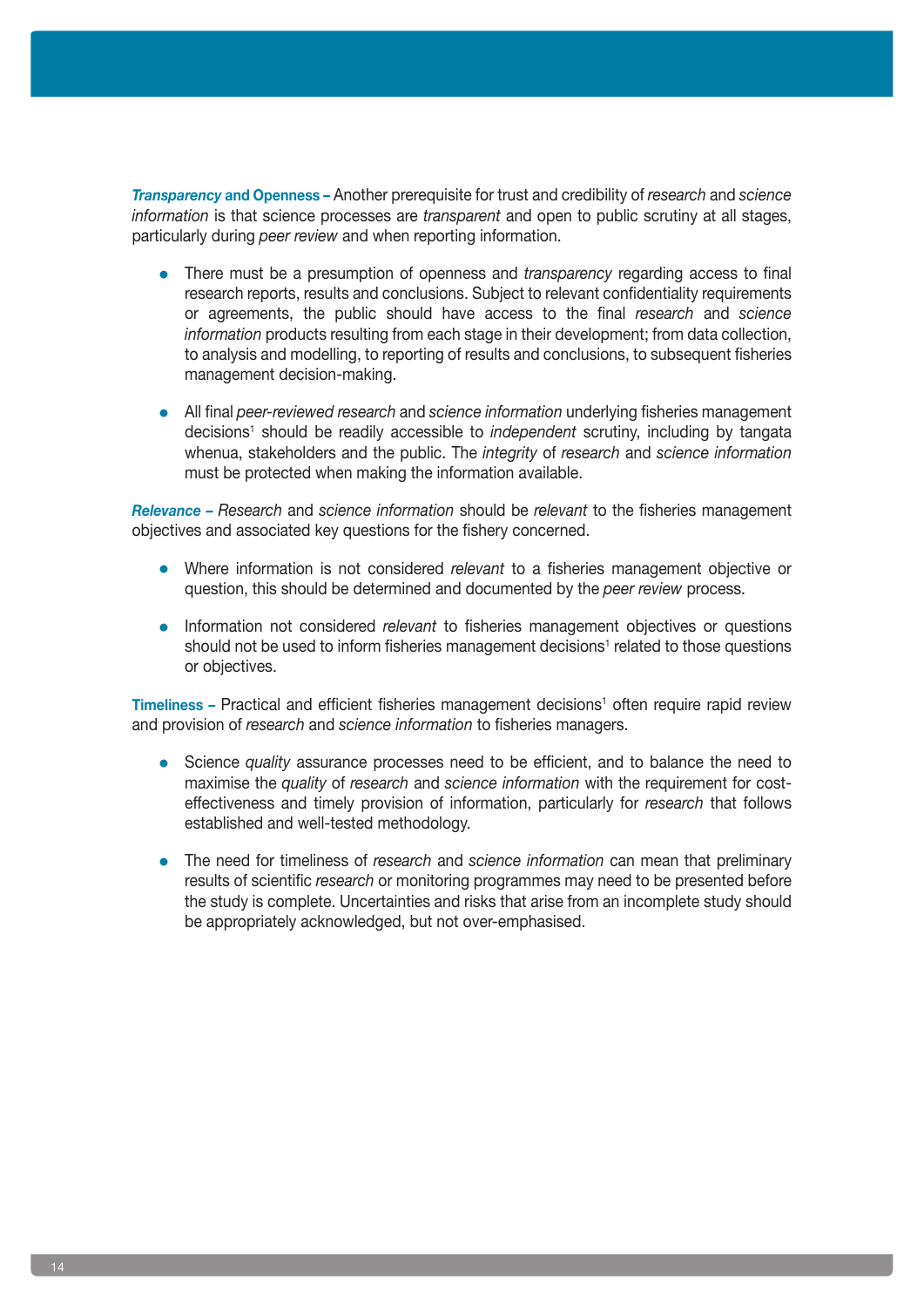***Transparency* and Openness –** Another prerequisite for trust and credibility of *research* and *science information* is that science processes are *transparent* and open to public scrutiny at all stages, particularly during *peer review* and when reporting information.

- There must be a presumption of openness and *transparency* regarding access to final research reports, results and conclusions. Subject to relevant confidentiality requirements or agreements, the public should have access to the final *research* and *science information* products resulting from each stage in their development; from data collection, to analysis and modelling, to reporting of results and conclusions, to subsequent fisheries management decision-making.

- All final *peer-reviewed research* and *science information* underlying fisheries management decisions[1] should be readily accessible to *independent* scrutiny, including by tangata whenua, stakeholders and the public. The *integrity* of *research* and *science information* must be protected when making the information available.

***Relevance* –** *Research* and *science information* should be *relevant* to the fisheries management objectives and associated key questions for the fishery concerned.

- Where information is not considered *relevant* to a fisheries management objective or question, this should be determined and documented by the *peer review* process.

- Information not considered *relevant* to fisheries management objectives or questions should not be used to inform fisheries management decisions[1] related to those questions or objectives.

**Timeliness –** Practical and efficient fisheries management decisions[1] often require rapid review and provision of *research* and *science information* to fisheries managers.

- Science *quality* assurance processes need to be efficient, and to balance the need to maximise the *quality* of *research* and *science information* with the requirement for cost-effectiveness and timely provision of information, particularly for *research* that follows established and well-tested methodology.

- The need for timeliness of *research* and *science information* can mean that preliminary results of scientific *research* or monitoring programmes may need to be presented before the study is complete. Uncertainties and risks that arise from an incomplete study should be appropriately acknowledged, but not over-emphasised.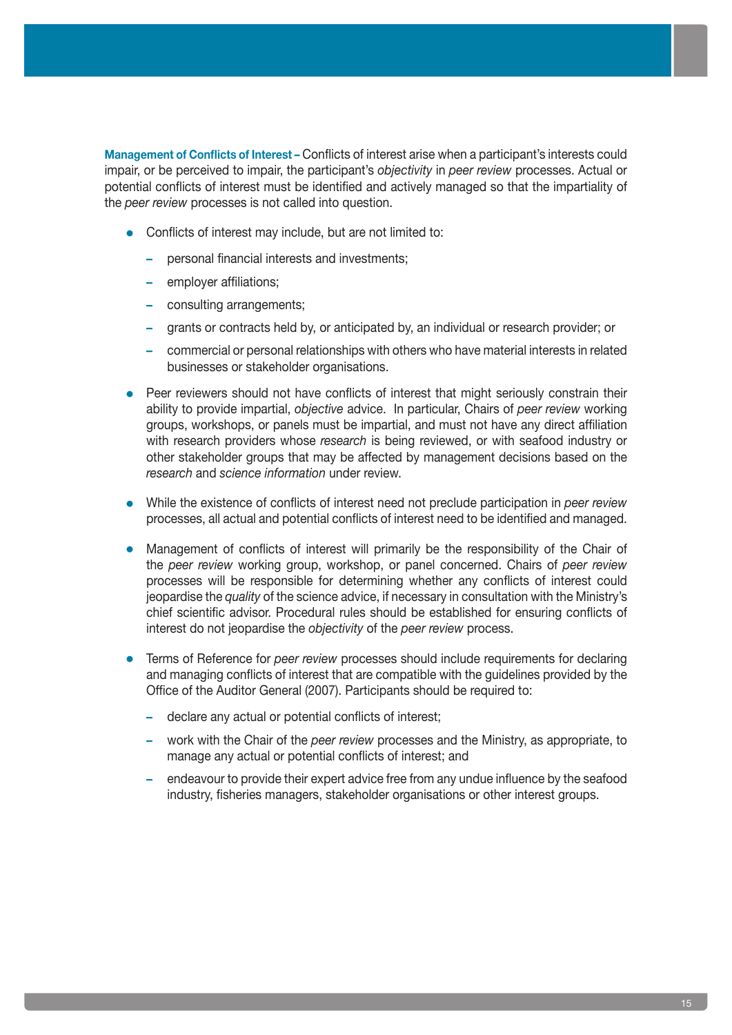**Management of Conflicts of Interest** – Conflicts of interest arise when a participant's interests could impair, or be perceived to impair, the participant's *objectivity* in *peer review* processes. Actual or potential conflicts of interest must be identified and actively managed so that the impartiality of the *peer review* processes is not called into question.

- Conflicts of interest may include, but are not limited to:
  - personal financial interests and investments;
  - employer affiliations;
  - consulting arrangements;
  - grants or contracts held by, or anticipated by, an individual or research provider; or
  - commercial or personal relationships with others who have material interests in related businesses or stakeholder organisations.
- Peer reviewers should not have conflicts of interest that might seriously constrain their ability to provide impartial, *objective* advice. In particular, Chairs of *peer review* working groups, workshops, or panels must be impartial, and must not have any direct affiliation with research providers whose *research* is being reviewed, or with seafood industry or other stakeholder groups that may be affected by management decisions based on the *research* and *science information* under review.
- While the existence of conflicts of interest need not preclude participation in *peer review* processes, all actual and potential conflicts of interest need to be identified and managed.
- Management of conflicts of interest will primarily be the responsibility of the Chair of the *peer review* working group, workshop, or panel concerned. Chairs of *peer review* processes will be responsible for determining whether any conflicts of interest could jeopardise the *quality* of the science advice, if necessary in consultation with the Ministry's chief scientific advisor. Procedural rules should be established for ensuring conflicts of interest do not jeopardise the *objectivity* of the *peer review* process.
- Terms of Reference for *peer review* processes should include requirements for declaring and managing conflicts of interest that are compatible with the guidelines provided by the Office of the Auditor General (2007). Participants should be required to:
  - declare any actual or potential conflicts of interest;
  - work with the Chair of the *peer review* processes and the Ministry, as appropriate, to manage any actual or potential conflicts of interest; and
  - endeavour to provide their expert advice free from any undue influence by the seafood industry, fisheries managers, stakeholder organisations or other interest groups.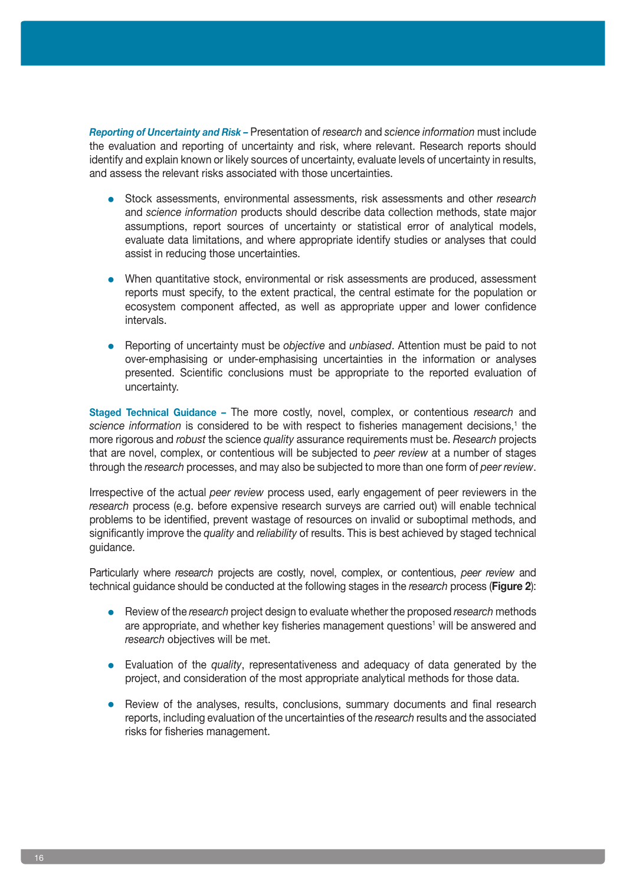***Reporting of Uncertainty and Risk –*** Presentation of *research* and *science information* must include the evaluation and reporting of uncertainty and risk, where relevant. Research reports should identify and explain known or likely sources of uncertainty, evaluate levels of uncertainty in results, and assess the relevant risks associated with those uncertainties.

- Stock assessments, environmental assessments, risk assessments and other *research* and *science information* products should describe data collection methods, state major assumptions, report sources of uncertainty or statistical error of analytical models, evaluate data limitations, and where appropriate identify studies or analyses that could assist in reducing those uncertainties.

- When quantitative stock, environmental or risk assessments are produced, assessment reports must specify, to the extent practical, the central estimate for the population or ecosystem component affected, as well as appropriate upper and lower confidence intervals.

- Reporting of uncertainty must be *objective* and *unbiased*. Attention must be paid to not over-emphasising or under-emphasising uncertainties in the information or analyses presented. Scientific conclusions must be appropriate to the reported evaluation of uncertainty.

**Staged Technical Guidance –** The more costly, novel, complex, or contentious *research* and *science information* is considered to be with respect to fisheries management decisions,[1] the more rigorous and *robust* the science *quality* assurance requirements must be. *Research* projects that are novel, complex, or contentious will be subjected to *peer review* at a number of stages through the *research* processes, and may also be subjected to more than one form of *peer review*.

Irrespective of the actual *peer review* process used, early engagement of peer reviewers in the *research* process (e.g. before expensive research surveys are carried out) will enable technical problems to be identified, prevent wastage of resources on invalid or suboptimal methods, and significantly improve the *quality* and *reliability* of results. This is best achieved by staged technical guidance.

Particularly where *research* projects are costly, novel, complex, or contentious, *peer review* and technical guidance should be conducted at the following stages in the *research* process (**Figure 2**):

- Review of the *research* project design to evaluate whether the proposed *research* methods are appropriate, and whether key fisheries management questions[1] will be answered and *research* objectives will be met.

- Evaluation of the *quality*, representativeness and adequacy of data generated by the project, and consideration of the most appropriate analytical methods for those data.

- Review of the analyses, results, conclusions, summary documents and final research reports, including evaluation of the uncertainties of the *research* results and the associated risks for fisheries management.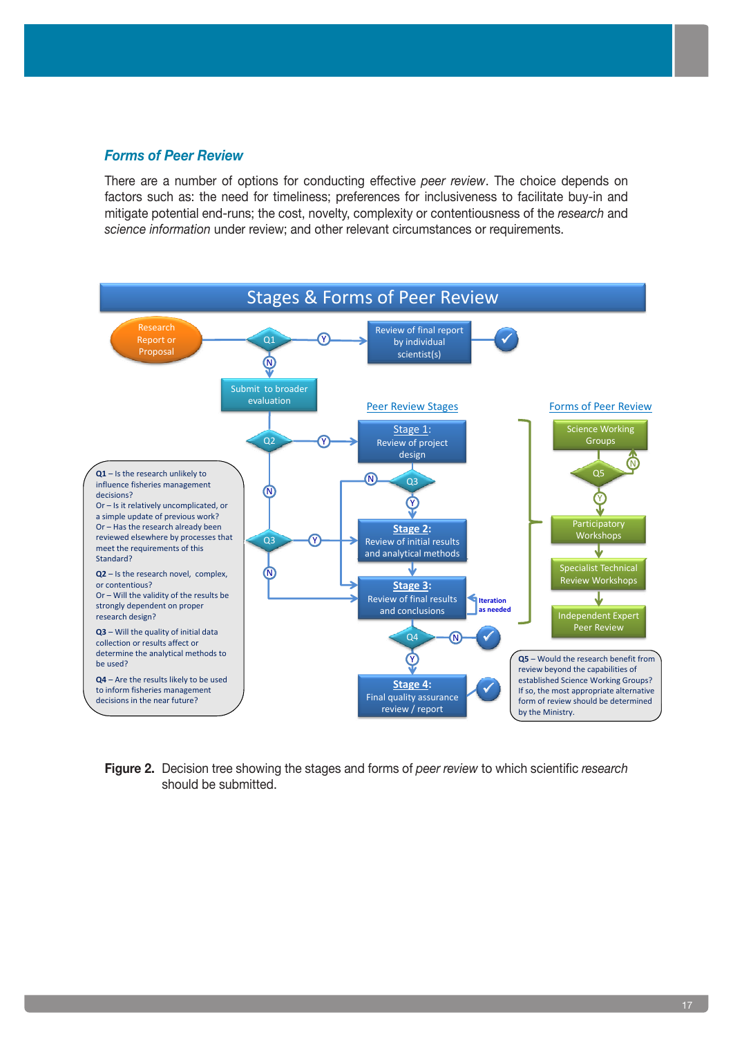### *Forms of Peer Review*

There are a number of options for conducting effective *peer review*. The choice depends on factors such as: the need for timeliness; preferences for inclusiveness to facilitate buy-in and mitigate potential end-runs; the cost, novelty, complexity or contentiousness of the *research* and *science information* under review; and other relevant circumstances or requirements.

**Stages & Forms of Peer Review**

Research Report or Proposal → Q1 → (Y) Review of final report by individual scientist(s) ✓

Q1 → (N) Submit to broader evaluation → Q2

**Peer Review Stages**

Q2 → (Y) **Stage 1:** Review of project design → Q3

Q2 → (N) Q3

Q3 → (Y) **Stage 2:** Review of initial results and analytical methods

Q3 → (N) **Stage 3:** Review of final results and conclusions (Iteration as needed)

Stage 2 → Stage 3 → Q4

Q4 → (N) ✓

Q4 → (Y) **Stage 4:** Final quality assurance review / report ✓

**Forms of Peer Review**

Science Working Groups → Q5

Q5 → (N) Science Working Groups

Q5 → (Y) Participatory Workshops → Specialist Technical Review Workshops → Independent Expert Peer Review

**Q1** – Is the research unlikely to influence fisheries management decisions?
Or – Is it relatively uncomplicated, or a simple update of previous work?
Or – Has the research already been reviewed elsewhere by processes that meet the requirements of this Standard?

**Q2** – Is the research novel, complex, or contentious?
Or – Will the validity of the results be strongly dependent on proper research design?

**Q3** – Will the quality of initial data collection or results affect or determine the analytical methods to be used?

**Q4** – Are the results likely to be used to inform fisheries management decisions in the near future?

**Q5** – Would the research benefit from review beyond the capabilities of established Science Working Groups? If so, the most appropriate alternative form of review should be determined by the Ministry.

**Figure 2.** Decision tree showing the stages and forms of *peer review* to which scientific *research* should be submitted.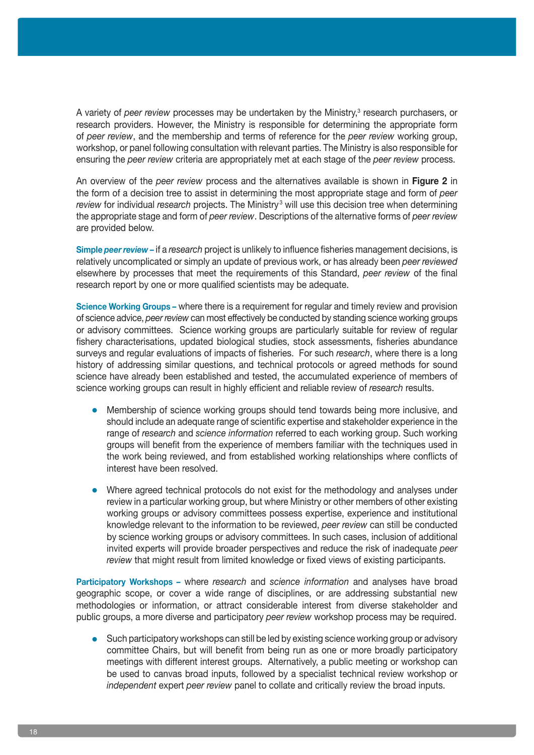A variety of *peer review* processes may be undertaken by the Ministry,[3] research purchasers, or research providers. However, the Ministry is responsible for determining the appropriate form of *peer review*, and the membership and terms of reference for the *peer review* working group, workshop, or panel following consultation with relevant parties. The Ministry is also responsible for ensuring the *peer review* criteria are appropriately met at each stage of the *peer review* process.

An overview of the *peer review* process and the alternatives available is shown in **Figure 2** in the form of a decision tree to assist in determining the most appropriate stage and form of *peer review* for individual *research* projects. The Ministry[3] will use this decision tree when determining the appropriate stage and form of *peer review*. Descriptions of the alternative forms of *peer review* are provided below.

**Simple *peer review* –** if a *research* project is unlikely to influence fisheries management decisions, is relatively uncomplicated or simply an update of previous work, or has already been *peer reviewed* elsewhere by processes that meet the requirements of this Standard, *peer review* of the final research report by one or more qualified scientists may be adequate.

**Science Working Groups –** where there is a requirement for regular and timely review and provision of science advice, *peer review* can most effectively be conducted by standing science working groups or advisory committees. Science working groups are particularly suitable for review of regular fishery characterisations, updated biological studies, stock assessments, fisheries abundance surveys and regular evaluations of impacts of fisheries. For such *research*, where there is a long history of addressing similar questions, and technical protocols or agreed methods for sound science have already been established and tested, the accumulated experience of members of science working groups can result in highly efficient and reliable review of *research* results.

- Membership of science working groups should tend towards being more inclusive, and should include an adequate range of scientific expertise and stakeholder experience in the range of *research* and *science information* referred to each working group. Such working groups will benefit from the experience of members familiar with the techniques used in the work being reviewed, and from established working relationships where conflicts of interest have been resolved.

- Where agreed technical protocols do not exist for the methodology and analyses under review in a particular working group, but where Ministry or other members of other existing working groups or advisory committees possess expertise, experience and institutional knowledge relevant to the information to be reviewed, *peer review* can still be conducted by science working groups or advisory committees. In such cases, inclusion of additional invited experts will provide broader perspectives and reduce the risk of inadequate *peer review* that might result from limited knowledge or fixed views of existing participants.

**Participatory Workshops –** where *research* and *science information* and analyses have broad geographic scope, or cover a wide range of disciplines, or are addressing substantial new methodologies or information, or attract considerable interest from diverse stakeholder and public groups, a more diverse and participatory *peer review* workshop process may be required.

- Such participatory workshops can still be led by existing science working group or advisory committee Chairs, but will benefit from being run as one or more broadly participatory meetings with different interest groups. Alternatively, a public meeting or workshop can be used to canvas broad inputs, followed by a specialist technical review workshop or *independent* expert *peer review* panel to collate and critically review the broad inputs.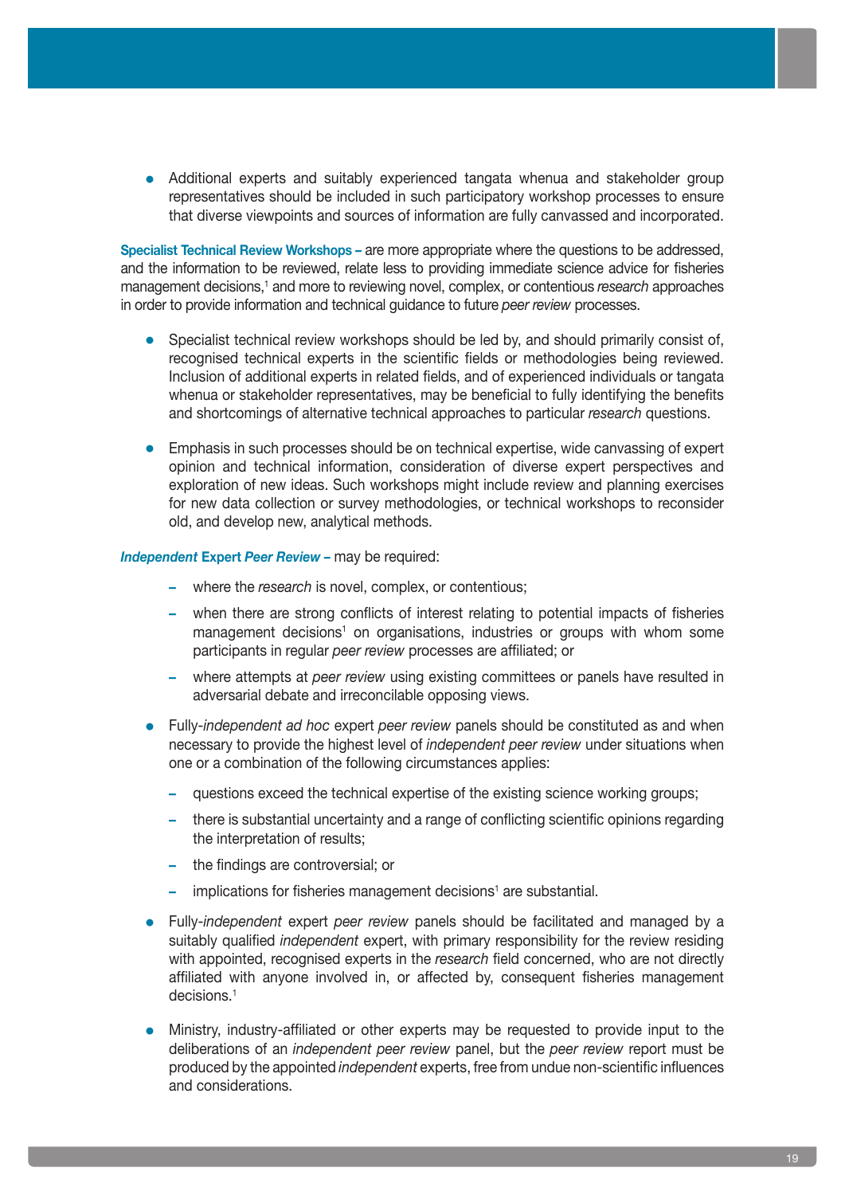- Additional experts and suitably experienced tangata whenua and stakeholder group representatives should be included in such participatory workshop processes to ensure that diverse viewpoints and sources of information are fully canvassed and incorporated.

**Specialist Technical Review Workshops –** are more appropriate where the questions to be addressed, and the information to be reviewed, relate less to providing immediate science advice for fisheries management decisions,[1] and more to reviewing novel, complex, or contentious *research* approaches in order to provide information and technical guidance to future *peer review* processes.

- Specialist technical review workshops should be led by, and should primarily consist of, recognised technical experts in the scientific fields or methodologies being reviewed. Inclusion of additional experts in related fields, and of experienced individuals or tangata whenua or stakeholder representatives, may be beneficial to fully identifying the benefits and shortcomings of alternative technical approaches to particular *research* questions.

- Emphasis in such processes should be on technical expertise, wide canvassing of expert opinion and technical information, consideration of diverse expert perspectives and exploration of new ideas. Such workshops might include review and planning exercises for new data collection or survey methodologies, or technical workshops to reconsider old, and develop new, analytical methods.

***Independent* Expert *Peer Review* –** may be required:

  - where the *research* is novel, complex, or contentious;
  - when there are strong conflicts of interest relating to potential impacts of fisheries management decisions[1] on organisations, industries or groups with whom some participants in regular *peer review* processes are affiliated; or
  - where attempts at *peer review* using existing committees or panels have resulted in adversarial debate and irreconcilable opposing views.

- Fully-*independent ad hoc* expert *peer review* panels should be constituted as and when necessary to provide the highest level of *independent peer review* under situations when one or a combination of the following circumstances applies:
  - questions exceed the technical expertise of the existing science working groups;
  - there is substantial uncertainty and a range of conflicting scientific opinions regarding the interpretation of results;
  - the findings are controversial; or
  - implications for fisheries management decisions[1] are substantial.

- Fully-*independent* expert *peer review* panels should be facilitated and managed by a suitably qualified *independent* expert, with primary responsibility for the review residing with appointed, recognised experts in the *research* field concerned, who are not directly affiliated with anyone involved in, or affected by, consequent fisheries management decisions.[1]

- Ministry, industry-affiliated or other experts may be requested to provide input to the deliberations of an *independent peer review* panel, but the *peer review* report must be produced by the appointed *independent* experts, free from undue non-scientific influences and considerations.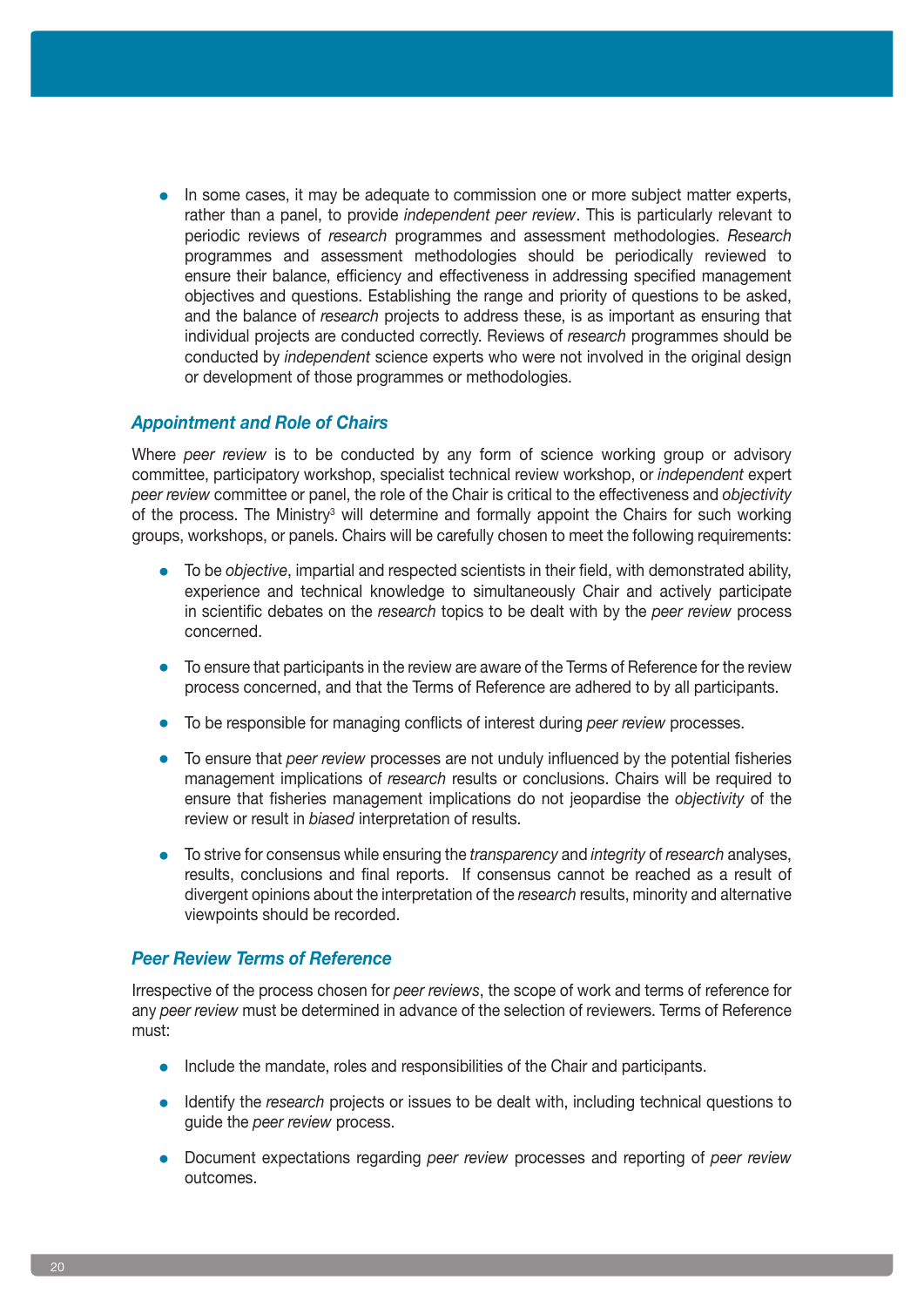- In some cases, it may be adequate to commission one or more subject matter experts, rather than a panel, to provide *independent peer review*. This is particularly relevant to periodic reviews of *research* programmes and assessment methodologies. *Research* programmes and assessment methodologies should be periodically reviewed to ensure their balance, efficiency and effectiveness in addressing specified management objectives and questions. Establishing the range and priority of questions to be asked, and the balance of *research* projects to address these, is as important as ensuring that individual projects are conducted correctly. Reviews of *research* programmes should be conducted by *independent* science experts who were not involved in the original design or development of those programmes or methodologies.

### *Appointment and Role of Chairs*

Where *peer review* is to be conducted by any form of science working group or advisory committee, participatory workshop, specialist technical review workshop, or *independent* expert *peer review* committee or panel, the role of the Chair is critical to the effectiveness and *objectivity* of the process. The Ministry[3] will determine and formally appoint the Chairs for such working groups, workshops, or panels. Chairs will be carefully chosen to meet the following requirements:

- To be *objective*, impartial and respected scientists in their field, with demonstrated ability, experience and technical knowledge to simultaneously Chair and actively participate in scientific debates on the *research* topics to be dealt with by the *peer review* process concerned.
- To ensure that participants in the review are aware of the Terms of Reference for the review process concerned, and that the Terms of Reference are adhered to by all participants.
- To be responsible for managing conflicts of interest during *peer review* processes.
- To ensure that *peer review* processes are not unduly influenced by the potential fisheries management implications of *research* results or conclusions. Chairs will be required to ensure that fisheries management implications do not jeopardise the *objectivity* of the review or result in *biased* interpretation of results.
- To strive for consensus while ensuring the *transparency* and *integrity* of *research* analyses, results, conclusions and final reports. If consensus cannot be reached as a result of divergent opinions about the interpretation of the *research* results, minority and alternative viewpoints should be recorded.

### *Peer Review Terms of Reference*

Irrespective of the process chosen for *peer reviews*, the scope of work and terms of reference for any *peer review* must be determined in advance of the selection of reviewers. Terms of Reference must:

- Include the mandate, roles and responsibilities of the Chair and participants.
- Identify the *research* projects or issues to be dealt with, including technical questions to guide the *peer review* process.
- Document expectations regarding *peer review* processes and reporting of *peer review* outcomes.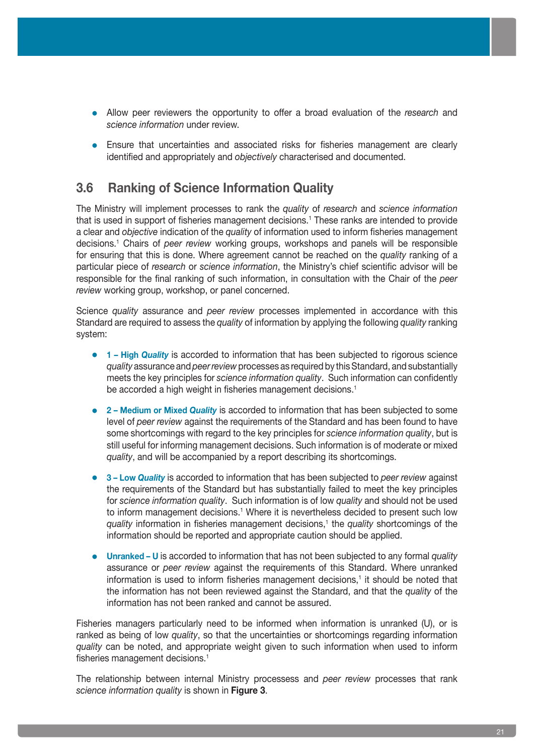- Allow peer reviewers the opportunity to offer a broad evaluation of the *research* and *science information* under review.

- Ensure that uncertainties and associated risks for fisheries management are clearly identified and appropriately and *objectively* characterised and documented.

## 3.6 Ranking of Science Information Quality

The Ministry will implement processes to rank the *quality* of *research* and *science information* that is used in support of fisheries management decisions.[1] These ranks are intended to provide a clear and *objective* indication of the *quality* of information used to inform fisheries management decisions.[1] Chairs of *peer review* working groups, workshops and panels will be responsible for ensuring that this is done. Where agreement cannot be reached on the *quality* ranking of a particular piece of *research* or *science information*, the Ministry's chief scientific advisor will be responsible for the final ranking of such information, in consultation with the Chair of the *peer review* working group, workshop, or panel concerned.

Science *quality* assurance and *peer review* processes implemented in accordance with this Standard are required to assess the *quality* of information by applying the following *quality* ranking system:

- **1 – High *Quality*** is accorded to information that has been subjected to rigorous science *quality* assurance and *peer review* processes as required by this Standard, and substantially meets the key principles for *science information quality*. Such information can confidently be accorded a high weight in fisheries management decisions.[1]

- **2 – Medium or Mixed *Quality*** is accorded to information that has been subjected to some level of *peer review* against the requirements of the Standard and has been found to have some shortcomings with regard to the key principles for *science information quality*, but is still useful for informing management decisions. Such information is of moderate or mixed *quality*, and will be accompanied by a report describing its shortcomings.

- **3 – Low *Quality*** is accorded to information that has been subjected to *peer review* against the requirements of the Standard but has substantially failed to meet the key principles for *science information quality*. Such information is of low *quality* and should not be used to inform management decisions.[1] Where it is nevertheless decided to present such low *quality* information in fisheries management decisions,[1] the *quality* shortcomings of the information should be reported and appropriate caution should be applied.

- **Unranked – U** is accorded to information that has not been subjected to any formal *quality* assurance or *peer review* against the requirements of this Standard. Where unranked information is used to inform fisheries management decisions,[1] it should be noted that the information has not been reviewed against the Standard, and that the *quality* of the information has not been ranked and cannot be assured.

Fisheries managers particularly need to be informed when information is unranked (U), or is ranked as being of low *quality*, so that the uncertainties or shortcomings regarding information *quality* can be noted, and appropriate weight given to such information when used to inform fisheries management decisions.[1]

The relationship between internal Ministry processess and *peer review* processes that rank *science information quality* is shown in **Figure 3**.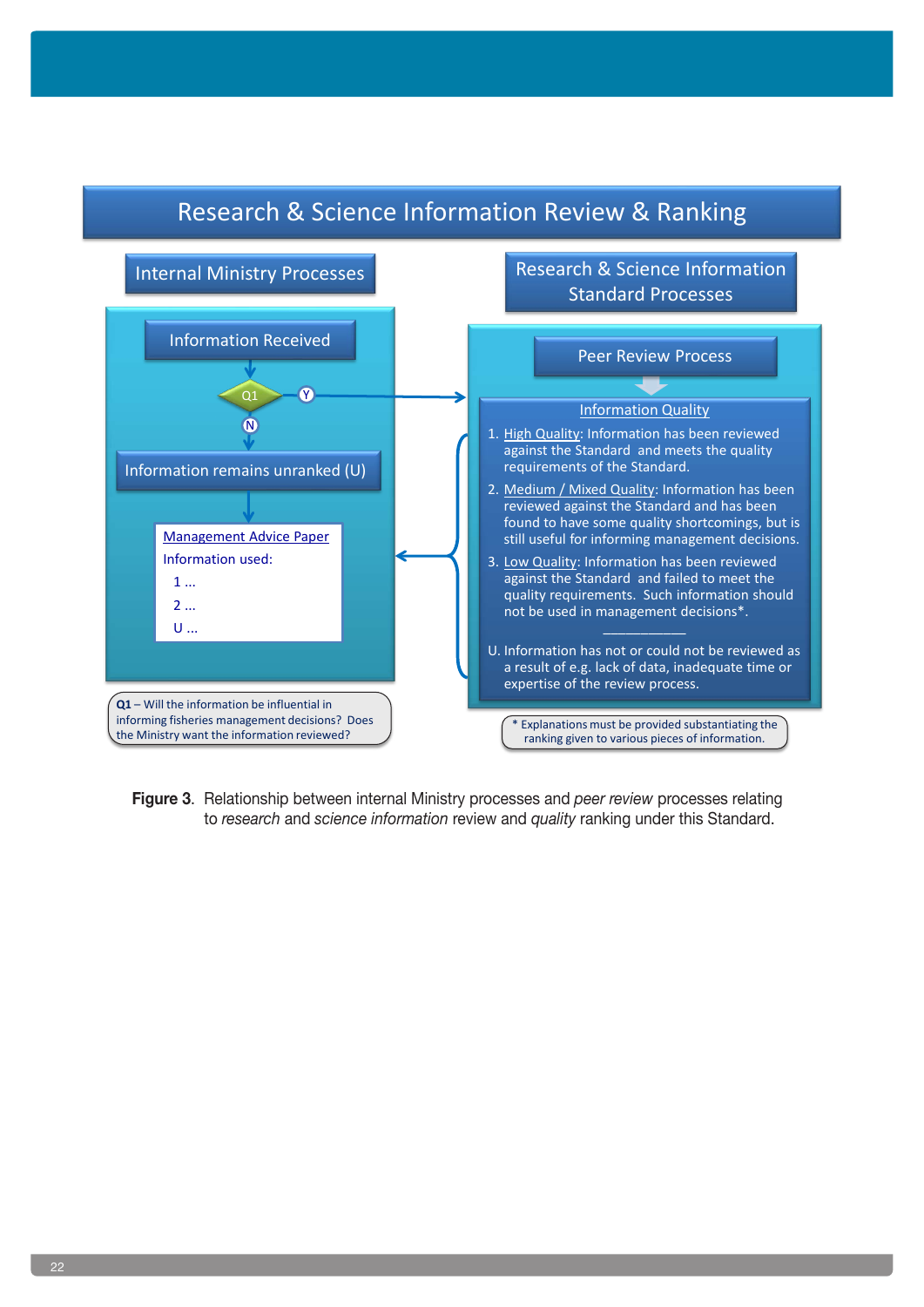# Research & Science Information Review & Ranking

## Internal Ministry Processes

**Information Received**

Q1 → Y → Peer Review Process

Q1 → N ↓

**Information remains unranked (U)**

Management Advice Paper

Information used:

1 ...

2 ...

U ...

**Q1** – Will the information be influential in informing fisheries management decisions? Does the Ministry want the information reviewed?

## Research & Science Information Standard Processes

**Peer Review Process**

Information Quality

1. High Quality: Information has been reviewed against the Standard and meets the quality requirements of the Standard.
2. Medium / Mixed Quality: Information has been reviewed against the Standard and has been found to have some quality shortcomings, but is still useful for informing management decisions.
3. Low Quality: Information has been reviewed against the Standard and failed to meet the quality requirements. Such information should not be used in management decisions*.

U. Information has not or could not be reviewed as a result of e.g. lack of data, inadequate time or expertise of the review process.

* Explanations must be provided substantiating the ranking given to various pieces of information.

**Figure 3**. Relationship between internal Ministry processes and *peer review* processes relating to *research* and *science information* review and *quality* ranking under this Standard.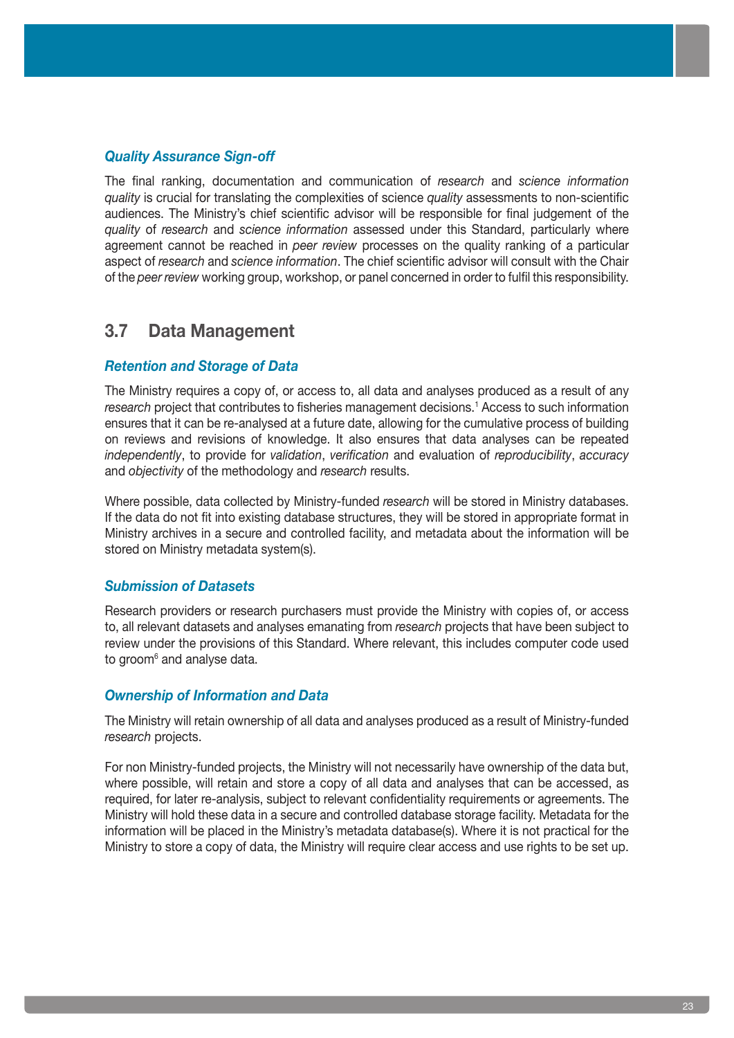### *Quality Assurance Sign-off*

The final ranking, documentation and communication of *research* and *science information quality* is crucial for translating the complexities of science *quality* assessments to non-scientific audiences. The Ministry's chief scientific advisor will be responsible for final judgement of the *quality* of *research* and *science information* assessed under this Standard, particularly where agreement cannot be reached in *peer review* processes on the quality ranking of a particular aspect of *research* and *science information*. The chief scientific advisor will consult with the Chair of the *peer review* working group, workshop, or panel concerned in order to fulfil this responsibility.

## 3.7 Data Management

### *Retention and Storage of Data*

The Ministry requires a copy of, or access to, all data and analyses produced as a result of any *research* project that contributes to fisheries management decisions.[1] Access to such information ensures that it can be re-analysed at a future date, allowing for the cumulative process of building on reviews and revisions of knowledge. It also ensures that data analyses can be repeated *independently*, to provide for *validation*, *verification* and evaluation of *reproducibility*, *accuracy* and *objectivity* of the methodology and *research* results.

Where possible, data collected by Ministry-funded *research* will be stored in Ministry databases. If the data do not fit into existing database structures, they will be stored in appropriate format in Ministry archives in a secure and controlled facility, and metadata about the information will be stored on Ministry metadata system(s).

### *Submission of Datasets*

Research providers or research purchasers must provide the Ministry with copies of, or access to, all relevant datasets and analyses emanating from *research* projects that have been subject to review under the provisions of this Standard. Where relevant, this includes computer code used to groom[6] and analyse data.

### *Ownership of Information and Data*

The Ministry will retain ownership of all data and analyses produced as a result of Ministry-funded *research* projects.

For non Ministry-funded projects, the Ministry will not necessarily have ownership of the data but, where possible, will retain and store a copy of all data and analyses that can be accessed, as required, for later re-analysis, subject to relevant confidentiality requirements or agreements. The Ministry will hold these data in a secure and controlled database storage facility. Metadata for the information will be placed in the Ministry's metadata database(s). Where it is not practical for the Ministry to store a copy of data, the Ministry will require clear access and use rights to be set up.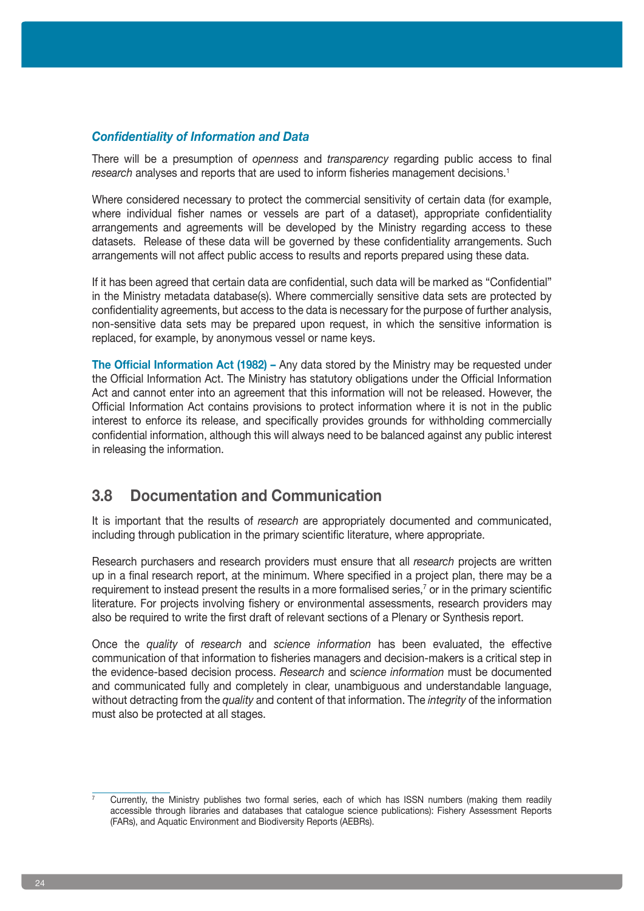### *Confidentiality of Information and Data*

There will be a presumption of *openness* and *transparency* regarding public access to final *research* analyses and reports that are used to inform fisheries management decisions.[1]

Where considered necessary to protect the commercial sensitivity of certain data (for example, where individual fisher names or vessels are part of a dataset), appropriate confidentiality arrangements and agreements will be developed by the Ministry regarding access to these datasets. Release of these data will be governed by these confidentiality arrangements. Such arrangements will not affect public access to results and reports prepared using these data.

If it has been agreed that certain data are confidential, such data will be marked as "Confidential" in the Ministry metadata database(s). Where commercially sensitive data sets are protected by confidentiality agreements, but access to the data is necessary for the purpose of further analysis, non-sensitive data sets may be prepared upon request, in which the sensitive information is replaced, for example, by anonymous vessel or name keys.

**The Official Information Act (1982) –** Any data stored by the Ministry may be requested under the Official Information Act. The Ministry has statutory obligations under the Official Information Act and cannot enter into an agreement that this information will not be released. However, the Official Information Act contains provisions to protect information where it is not in the public interest to enforce its release, and specifically provides grounds for withholding commercially confidential information, although this will always need to be balanced against any public interest in releasing the information.

## 3.8 Documentation and Communication

It is important that the results of *research* are appropriately documented and communicated, including through publication in the primary scientific literature, where appropriate.

Research purchasers and research providers must ensure that all *research* projects are written up in a final research report, at the minimum. Where specified in a project plan, there may be a requirement to instead present the results in a more formalised series,[7] or in the primary scientific literature. For projects involving fishery or environmental assessments, research providers may also be required to write the first draft of relevant sections of a Plenary or Synthesis report.

Once the *quality* of *research* and *science information* has been evaluated, the effective communication of that information to fisheries managers and decision-makers is a critical step in the evidence-based decision process. *Research* and s*cience information* must be documented and communicated fully and completely in clear, unambiguous and understandable language, without detracting from the *quality* and content of that information. The *integrity* of the information must also be protected at all stages.

---

[7] Currently, the Ministry publishes two formal series, each of which has ISSN numbers (making them readily accessible through libraries and databases that catalogue science publications): Fishery Assessment Reports (FARs), and Aquatic Environment and Biodiversity Reports (AEBRs).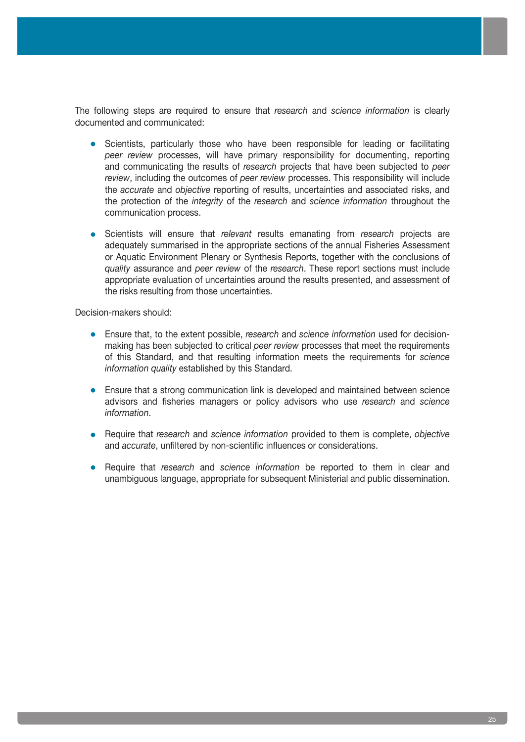The following steps are required to ensure that *research* and *science information* is clearly documented and communicated:

- Scientists, particularly those who have been responsible for leading or facilitating *peer review* processes, will have primary responsibility for documenting, reporting and communicating the results of *research* projects that have been subjected to *peer review*, including the outcomes of *peer review* processes. This responsibility will include the *accurate* and *objective* reporting of results, uncertainties and associated risks, and the protection of the *integrity* of the *research* and *science information* throughout the communication process.

- Scientists will ensure that *relevant* results emanating from *research* projects are adequately summarised in the appropriate sections of the annual Fisheries Assessment or Aquatic Environment Plenary or Synthesis Reports, together with the conclusions of *quality* assurance and *peer review* of the *research*. These report sections must include appropriate evaluation of uncertainties around the results presented, and assessment of the risks resulting from those uncertainties.

Decision-makers should:

- Ensure that, to the extent possible, *research* and *science information* used for decision-making has been subjected to critical *peer review* processes that meet the requirements of this Standard, and that resulting information meets the requirements for *science information quality* established by this Standard.

- Ensure that a strong communication link is developed and maintained between science advisors and fisheries managers or policy advisors who use *research* and *science information*.

- Require that *research* and *science information* provided to them is complete, *objective* and *accurate*, unfiltered by non-scientific influences or considerations.

- Require that *research* and *science information* be reported to them in clear and unambiguous language, appropriate for subsequent Ministerial and public dissemination.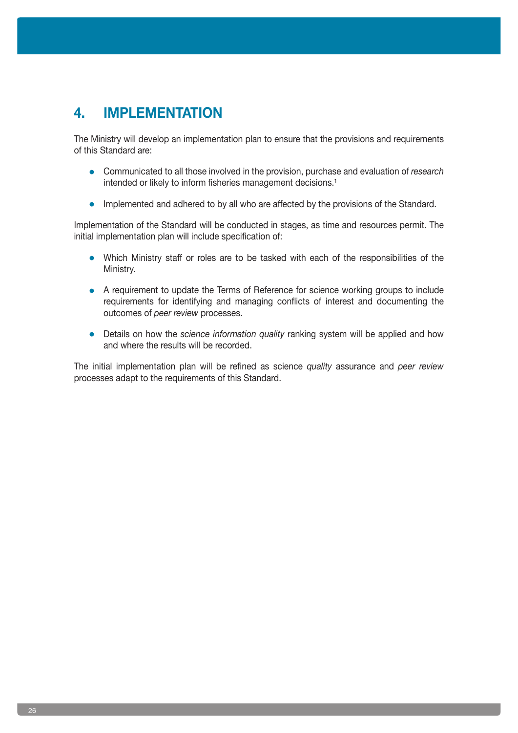## 4. IMPLEMENTATION

The Ministry will develop an implementation plan to ensure that the provisions and requirements of this Standard are:

- Communicated to all those involved in the provision, purchase and evaluation of *research* intended or likely to inform fisheries management decisions.[1]
- Implemented and adhered to by all who are affected by the provisions of the Standard.

Implementation of the Standard will be conducted in stages, as time and resources permit. The initial implementation plan will include specification of:

- Which Ministry staff or roles are to be tasked with each of the responsibilities of the Ministry.
- A requirement to update the Terms of Reference for science working groups to include requirements for identifying and managing conflicts of interest and documenting the outcomes of *peer review* processes.
- Details on how the *science information quality* ranking system will be applied and how and where the results will be recorded.

The initial implementation plan will be refined as science *quality* assurance and *peer review* processes adapt to the requirements of this Standard.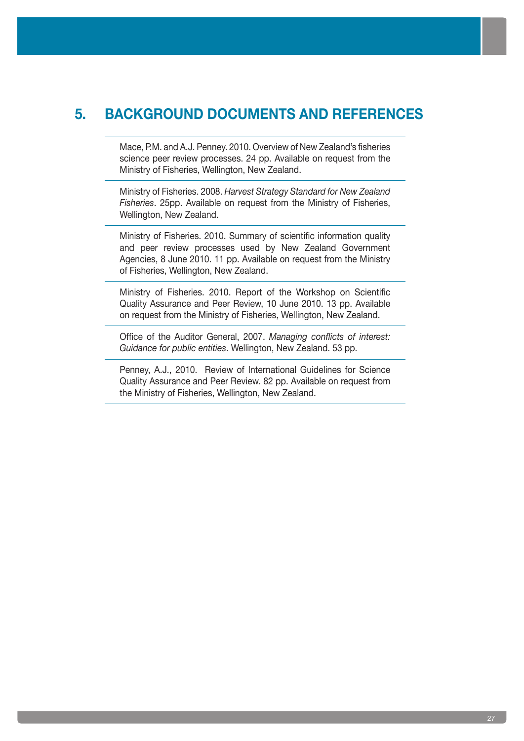# 5. BACKGROUND DOCUMENTS AND REFERENCES

Mace, P.M. and A.J. Penney. 2010. Overview of New Zealand's fisheries science peer review processes. 24 pp. Available on request from the Ministry of Fisheries, Wellington, New Zealand.

Ministry of Fisheries. 2008. *Harvest Strategy Standard for New Zealand Fisheries*. 25pp. Available on request from the Ministry of Fisheries, Wellington, New Zealand.

Ministry of Fisheries. 2010. Summary of scientific information quality and peer review processes used by New Zealand Government Agencies, 8 June 2010. 11 pp. Available on request from the Ministry of Fisheries, Wellington, New Zealand.

Ministry of Fisheries. 2010. Report of the Workshop on Scientific Quality Assurance and Peer Review, 10 June 2010. 13 pp. Available on request from the Ministry of Fisheries, Wellington, New Zealand.

Office of the Auditor General, 2007. *Managing conflicts of interest: Guidance for public entities*. Wellington, New Zealand. 53 pp.

Penney, A.J., 2010. Review of International Guidelines for Science Quality Assurance and Peer Review. 82 pp. Available on request from the Ministry of Fisheries, Wellington, New Zealand.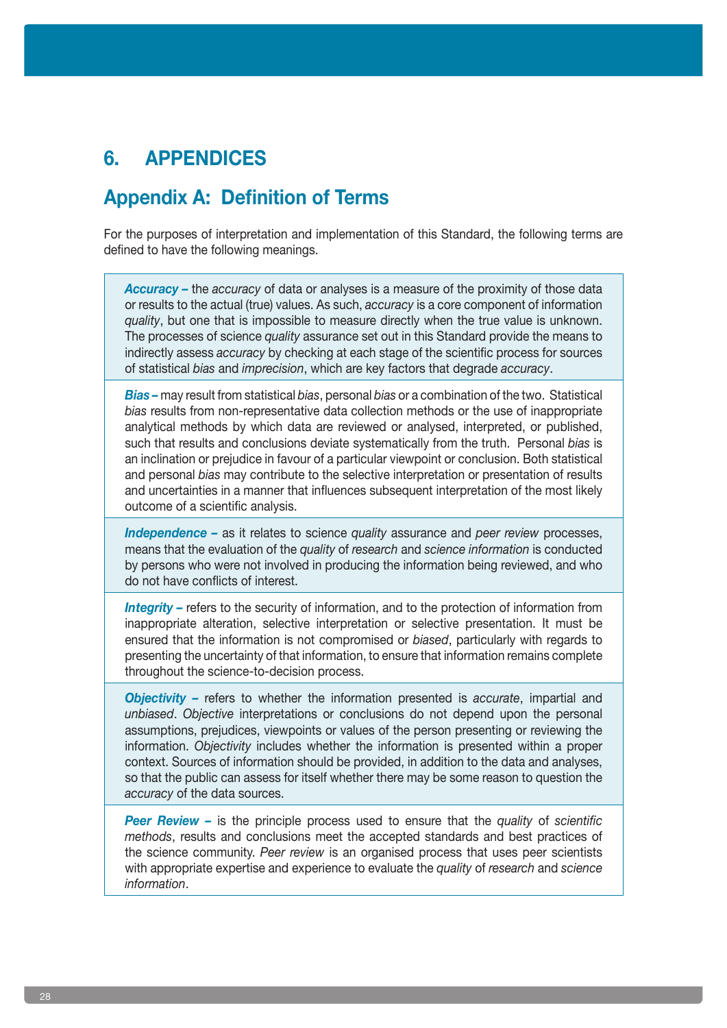# 6. APPENDICES

## Appendix A: Definition of Terms

For the purposes of interpretation and implementation of this Standard, the following terms are defined to have the following meanings.

***Accuracy –*** the *accuracy* of data or analyses is a measure of the proximity of those data or results to the actual (true) values. As such, *accuracy* is a core component of information *quality*, but one that is impossible to measure directly when the true value is unknown. The processes of science *quality* assurance set out in this Standard provide the means to indirectly assess *accuracy* by checking at each stage of the scientific process for sources of statistical *bias* and *imprecision*, which are key factors that degrade *accuracy*.

***Bias –*** may result from statistical *bias*, personal *bias* or a combination of the two. Statistical *bias* results from non-representative data collection methods or the use of inappropriate analytical methods by which data are reviewed or analysed, interpreted, or published, such that results and conclusions deviate systematically from the truth. Personal *bias* is an inclination or prejudice in favour of a particular viewpoint or conclusion. Both statistical and personal *bias* may contribute to the selective interpretation or presentation of results and uncertainties in a manner that influences subsequent interpretation of the most likely outcome of a scientific analysis.

***Independence –*** as it relates to science *quality* assurance and *peer review* processes, means that the evaluation of the *quality* of *research* and *science information* is conducted by persons who were not involved in producing the information being reviewed, and who do not have conflicts of interest.

***Integrity –*** refers to the security of information, and to the protection of information from inappropriate alteration, selective interpretation or selective presentation. It must be ensured that the information is not compromised or *biased*, particularly with regards to presenting the uncertainty of that information, to ensure that information remains complete throughout the science-to-decision process.

***Objectivity –*** refers to whether the information presented is *accurate*, impartial and *unbiased*. *Objective* interpretations or conclusions do not depend upon the personal assumptions, prejudices, viewpoints or values of the person presenting or reviewing the information. *Objectivity* includes whether the information is presented within a proper context. Sources of information should be provided, in addition to the data and analyses, so that the public can assess for itself whether there may be some reason to question the *accuracy* of the data sources.

***Peer Review –*** is the principle process used to ensure that the *quality* of *scientific methods*, results and conclusions meet the accepted standards and best practices of the science community. *Peer review* is an organised process that uses peer scientists with appropriate expertise and experience to evaluate the *quality* of *research* and *science information*.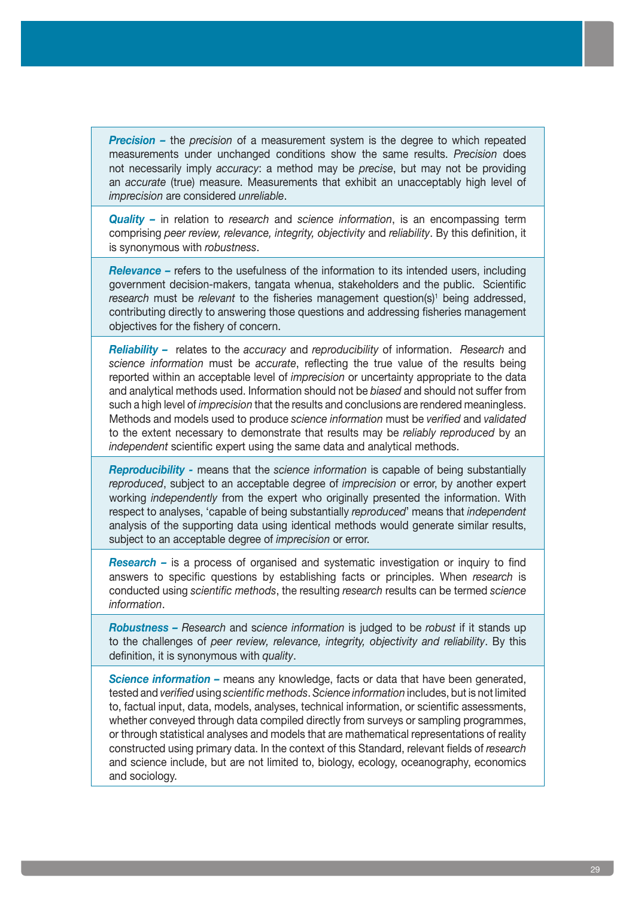***Precision –*** the *precision* of a measurement system is the degree to which repeated measurements under unchanged conditions show the same results. *Precision* does not necessarily imply *accuracy*: a method may be *precise*, but may not be providing an *accurate* (true) measure. Measurements that exhibit an unacceptably high level of *imprecision* are considered *unreliable*.

***Quality –*** in relation to *research* and *science information*, is an encompassing term comprising *peer review, relevance, integrity, objectivity* and *reliability*. By this definition, it is synonymous with *robustness*.

***Relevance –*** refers to the usefulness of the information to its intended users, including government decision-makers, tangata whenua, stakeholders and the public. Scientific *research* must be *relevant* to the fisheries management question(s)[1] being addressed, contributing directly to answering those questions and addressing fisheries management objectives for the fishery of concern.

***Reliability –*** relates to the *accuracy* and *reproducibility* of information. *Research* and *science information* must be *accurate*, reflecting the true value of the results being reported within an acceptable level of *imprecision* or uncertainty appropriate to the data and analytical methods used. Information should not be *biased* and should not suffer from such a high level of *imprecision* that the results and conclusions are rendered meaningless. Methods and models used to produce *science information* must be *verified* and *validated* to the extent necessary to demonstrate that results may be *reliably reproduced* by an *independent* scientific expert using the same data and analytical methods.

***Reproducibility -*** means that the *science information* is capable of being substantially *reproduced*, subject to an acceptable degree of *imprecision* or error, by another expert working *independently* from the expert who originally presented the information. With respect to analyses, 'capable of being substantially *reproduced*' means that *independent* analysis of the supporting data using identical methods would generate similar results, subject to an acceptable degree of *imprecision* or error.

***Research –*** is a process of organised and systematic investigation or inquiry to find answers to specific questions by establishing facts or principles. When *research* is conducted using *scientific methods*, the resulting *research* results can be termed *science information*.

***Robustness –*** *Research* and *science information* is judged to be *robust* if it stands up to the challenges of *peer review, relevance, integrity, objectivity and reliability*. By this definition, it is synonymous with *quality*.

***Science information –*** means any knowledge, facts or data that have been generated, tested and *verified* using *scientific methods*. *Science information* includes, but is not limited to, factual input, data, models, analyses, technical information, or scientific assessments, whether conveyed through data compiled directly from surveys or sampling programmes, or through statistical analyses and models that are mathematical representations of reality constructed using primary data. In the context of this Standard, relevant fields of *research* and science include, but are not limited to, biology, ecology, oceanography, economics and sociology.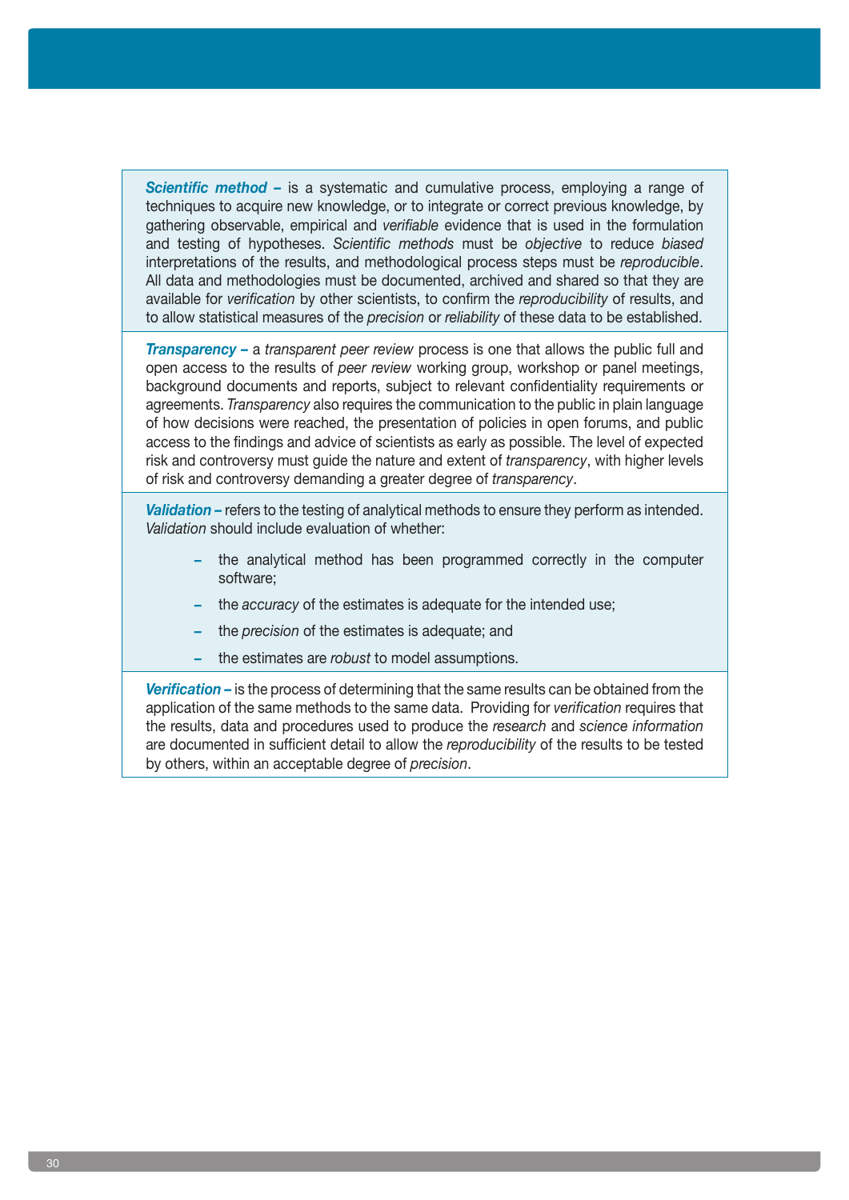***Scientific method –*** is a systematic and cumulative process, employing a range of techniques to acquire new knowledge, or to integrate or correct previous knowledge, by gathering observable, empirical and *verifiable* evidence that is used in the formulation and testing of hypotheses. *Scientific methods* must be *objective* to reduce *biased* interpretations of the results, and methodological process steps must be *reproducible*. All data and methodologies must be documented, archived and shared so that they are available for *verification* by other scientists, to confirm the *reproducibility* of results, and to allow statistical measures of the *precision* or *reliability* of these data to be established.

***Transparency –*** a *transparent peer review* process is one that allows the public full and open access to the results of *peer review* working group, workshop or panel meetings, background documents and reports, subject to relevant confidentiality requirements or agreements. *Transparency* also requires the communication to the public in plain language of how decisions were reached, the presentation of policies in open forums, and public access to the findings and advice of scientists as early as possible. The level of expected risk and controversy must guide the nature and extent of *transparency*, with higher levels of risk and controversy demanding a greater degree of *transparency*.

***Validation –*** refers to the testing of analytical methods to ensure they perform as intended. *Validation* should include evaluation of whether:

- the analytical method has been programmed correctly in the computer software;
- the *accuracy* of the estimates is adequate for the intended use;
- the *precision* of the estimates is adequate; and
- the estimates are *robust* to model assumptions.

***Verification –*** is the process of determining that the same results can be obtained from the application of the same methods to the same data. Providing for *verification* requires that the results, data and procedures used to produce the *research* and *science information* are documented in sufficient detail to allow the *reproducibility* of the results to be tested by others, within an acceptable degree of *precision*.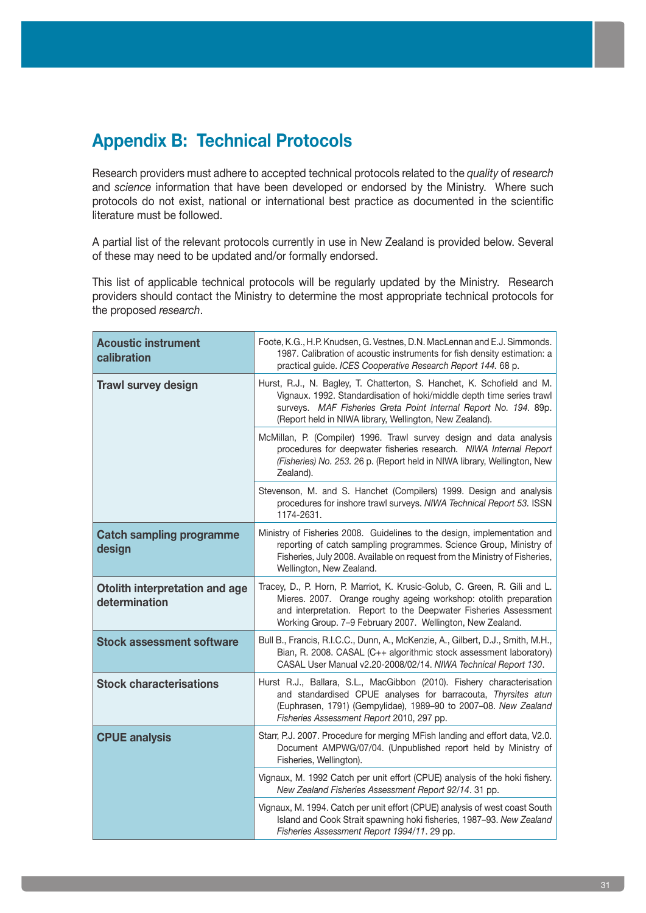## Appendix B: Technical Protocols

Research providers must adhere to accepted technical protocols related to the *quality* of *research* and *science* information that have been developed or endorsed by the Ministry. Where such protocols do not exist, national or international best practice as documented in the scientific literature must be followed.

A partial list of the relevant protocols currently in use in New Zealand is provided below. Several of these may need to be updated and/or formally endorsed.

This list of applicable technical protocols will be regularly updated by the Ministry. Research providers should contact the Ministry to determine the most appropriate technical protocols for the proposed *research*.

| Topic | Protocol |
|---|---|
| **Acoustic instrument calibration** | Foote, K.G., H.P. Knudsen, G. Vestnes, D.N. MacLennan and E.J. Simmonds. 1987. Calibration of acoustic instruments for fish density estimation: a practical guide. *ICES Cooperative Research Report 144.* 68 p. |
| **Trawl survey design** | Hurst, R.J., N. Bagley, T. Chatterton, S. Hanchet, K. Schofield and M. Vignaux. 1992. Standardisation of hoki/middle depth time series trawl surveys. *MAF Fisheries Greta Point Internal Report No. 194.* 89p. (Report held in NIWA library, Wellington, New Zealand). |
| | McMillan, P. (Compiler) 1996. Trawl survey design and data analysis procedures for deepwater fisheries research. *NIWA Internal Report (Fisheries) No. 253.* 26 p. (Report held in NIWA library, Wellington, New Zealand). |
| | Stevenson, M. and S. Hanchet (Compilers) 1999. Design and analysis procedures for inshore trawl surveys. *NIWA Technical Report 53.* ISSN 1174-2631. |
| **Catch sampling programme design** | Ministry of Fisheries 2008. Guidelines to the design, implementation and reporting of catch sampling programmes. Science Group, Ministry of Fisheries, July 2008. Available on request from the Ministry of Fisheries, Wellington, New Zealand. |
| **Otolith interpretation and age determination** | Tracey, D., P. Horn, P. Marriot, K. Krusic-Golub, C. Green, R. Gili and L. Mieres. 2007. Orange roughy ageing workshop: otolith preparation and interpretation. Report to the Deepwater Fisheries Assessment Working Group. 7–9 February 2007. Wellington, New Zealand. |
| **Stock assessment software** | Bull B., Francis, R.I.C.C., Dunn, A., McKenzie, A., Gilbert, D.J., Smith, M.H., Bian, R. 2008. CASAL (C++ algorithmic stock assessment laboratory) CASAL User Manual v2.20-2008/02/14. *NIWA Technical Report 130*. |
| **Stock characterisations** | Hurst R.J., Ballara, S.L., MacGibbon (2010). Fishery characterisation and standardised CPUE analyses for barracouta, *Thyrsites atun* (Euphrasen, 1791) (Gempylidae), 1989–90 to 2007–08. *New Zealand Fisheries Assessment Report* 2010, 297 pp. |
| **CPUE analysis** | Starr, P.J. 2007. Procedure for merging MFish landing and effort data, V2.0. Document AMPWG/07/04. (Unpublished report held by Ministry of Fisheries, Wellington). |
| | Vignaux, M. 1992 Catch per unit effort (CPUE) analysis of the hoki fishery. *New Zealand Fisheries Assessment Report 92/14*. 31 pp. |
| | Vignaux, M. 1994. Catch per unit effort (CPUE) analysis of west coast South Island and Cook Strait spawning hoki fisheries, 1987–93. *New Zealand Fisheries Assessment Report 1994/11*. 29 pp. |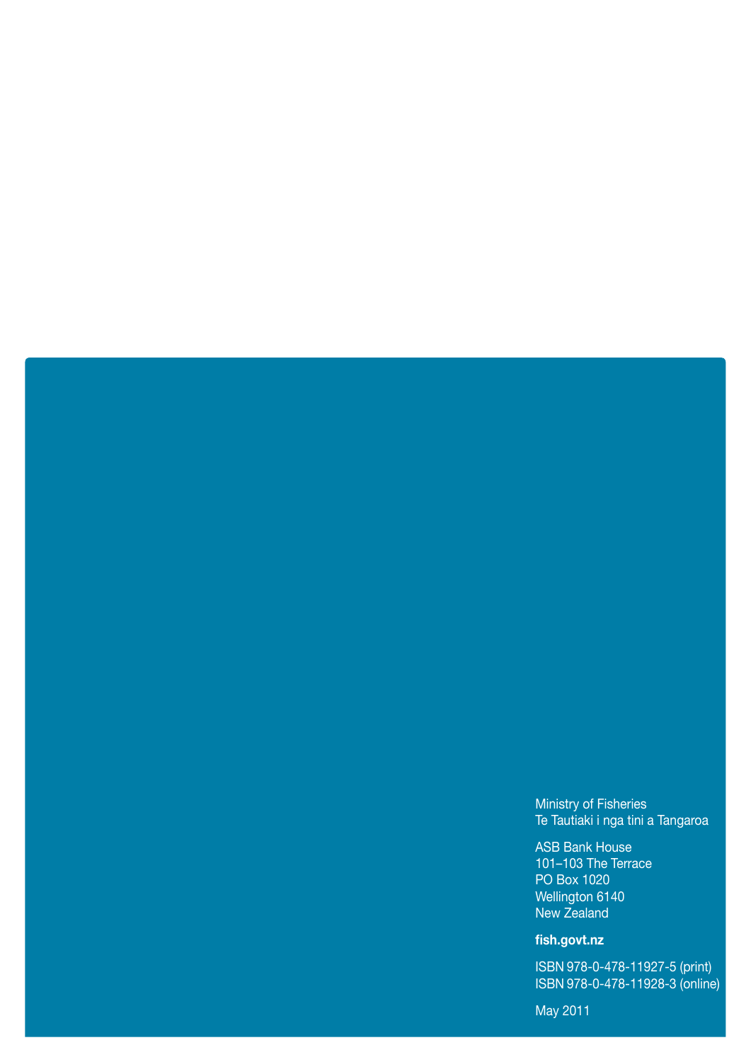Ministry of Fisheries
Te Tautiaki i nga tini a Tangaroa

ASB Bank House
101–103 The Terrace
PO Box 1020
Wellington 6140
New Zealand

**fish.govt.nz**

ISBN 978-0-478-11927-5 (print)
ISBN 978-0-478-11928-3 (online)

May 2011